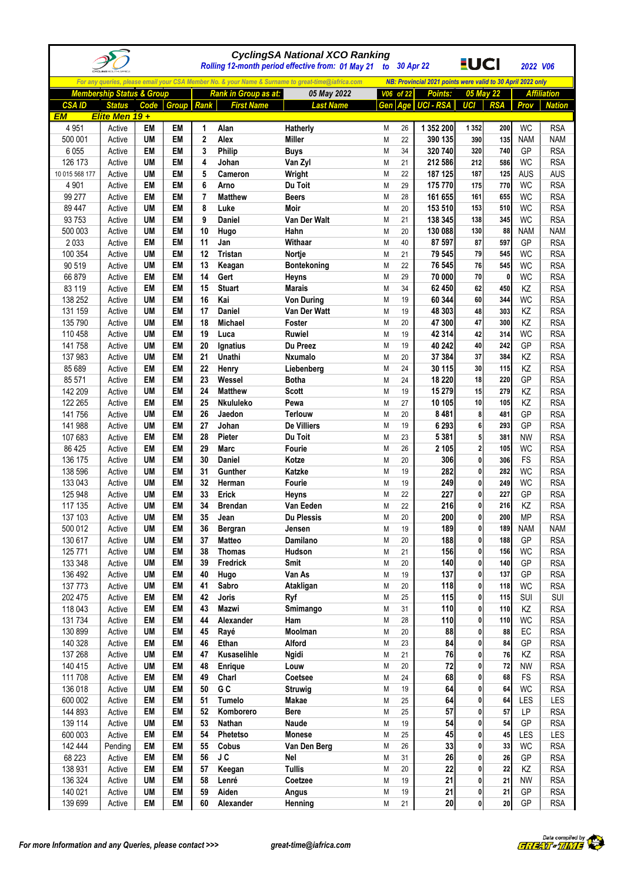# CyclingSA National XCO Ranking

*Rolling 12-month period effective from: 01 May 21 to 30 Apr 22* — UCI — 2022 V06

*For any queries, please email your CSA Member No. & your Name & Surname to great-time@iafrica.com* — *NB: Provincial 2021 points were valid to 30 April 2022 only*

| Membership Status & Group | | | | Rank in Group as at: | | 05 May 2022 | V06 of 22 | | Points: | 05 May 22 | | Affiliation | |
|---|---|---|---|---|---|---|---|---|---|---|---|---|---|
| CSA ID | Status | Code | Group | Rank | First Name | Last Name | Gen | Age | UCI - RSA | UCI | RSA | Prov | Nation |
| EM | Elite Men 19 + | | | | | | | | | | | | |
| 4 951 | Active | EM | EM | 1 | Alan | Hatherly | M | 26 | 1 352 200 | 1 352 | 200 | WC | RSA |
| 500 001 | Active | UM | EM | 2 | Alex | Miller | M | 22 | 390 135 | 390 | 135 | NAM | NAM |
| 6 055 | Active | EM | EM | 3 | Philip | Buys | M | 34 | 320 740 | 320 | 740 | GP | RSA |
| 126 173 | Active | UM | EM | 4 | Johan | Van Zyl | M | 21 | 212 586 | 212 | 586 | WC | RSA |
| 10 015 568 177 | Active | UM | EM | 5 | Cameron | Wright | M | 22 | 187 125 | 187 | 125 | AUS | AUS |
| 4 901 | Active | EM | EM | 6 | Arno | Du Toit | M | 29 | 175 770 | 175 | 770 | WC | RSA |
| 99 277 | Active | EM | EM | 7 | Matthew | Beers | M | 28 | 161 655 | 161 | 655 | WC | RSA |
| 89 447 | Active | UM | EM | 8 | Luke | Moir | M | 20 | 153 510 | 153 | 510 | WC | RSA |
| 93 753 | Active | UM | EM | 9 | Daniel | Van Der Walt | M | 21 | 138 345 | 138 | 345 | WC | RSA |
| 500 003 | Active | UM | EM | 10 | Hugo | Hahn | M | 20 | 130 088 | 130 | 88 | NAM | NAM |
| 2 033 | Active | EM | EM | 11 | Jan | Withaar | M | 40 | 87 597 | 87 | 597 | GP | RSA |
| 100 354 | Active | UM | EM | 12 | Tristan | Nortje | M | 21 | 79 545 | 79 | 545 | WC | RSA |
| 90 519 | Active | UM | EM | 13 | Keagan | Bontekoning | M | 22 | 76 545 | 76 | 545 | WC | RSA |
| 66 879 | Active | EM | EM | 14 | Gert | Heyns | M | 29 | 70 000 | 70 | 0 | WC | RSA |
| 83 119 | Active | EM | EM | 15 | Stuart | Marais | M | 34 | 62 450 | 62 | 450 | KZ | RSA |
| 138 252 | Active | UM | EM | 16 | Kai | Von During | M | 19 | 60 344 | 60 | 344 | WC | RSA |
| 131 159 | Active | UM | EM | 17 | Daniel | Van Der Watt | M | 19 | 48 303 | 48 | 303 | KZ | RSA |
| 135 790 | Active | UM | EM | 18 | Michael | Foster | M | 20 | 47 300 | 47 | 300 | KZ | RSA |
| 110 458 | Active | UM | EM | 19 | Luca | Ruwiel | M | 20 | 42 314 | 42 | 314 | WC | RSA |
| 141 758 | Active | UM | EM | 20 | Ignatius | Du Preez | M | 19 | 40 242 | 40 | 242 | GP | RSA |
| 137 983 | Active | UM | EM | 21 | Unathi | Nxumalo | M | 20 | 37 384 | 37 | 384 | KZ | RSA |
| 85 689 | Active | EM | EM | 22 | Henry | Liebenberg | M | 24 | 30 115 | 30 | 115 | KZ | RSA |
| 85 571 | Active | EM | EM | 23 | Wessel | Botha | M | 24 | 18 220 | 18 | 220 | GP | RSA |
| 142 209 | Active | UM | EM | 24 | Matthew | Scott | M | 19 | 15 279 | 15 | 279 | KZ | RSA |
| 122 265 | Active | EM | EM | 25 | Nkululeko | Pewa | M | 27 | 10 105 | 10 | 105 | KZ | RSA |
| 141 756 | Active | UM | EM | 26 | Jaedon | Terlouw | M | 20 | 8 481 | 8 | 481 | GP | RSA |
| 141 988 | Active | UM | EM | 27 | Johan | De Villiers | M | 19 | 6 293 | 6 | 293 | GP | RSA |
| 107 683 | Active | EM | EM | 28 | Pieter | Du Toit | M | 23 | 5 381 | 5 | 381 | NW | RSA |
| 86 425 | Active | EM | EM | 29 | Marc | Fourie | M | 26 | 2 105 | 2 | 105 | WC | RSA |
| 136 175 | Active | UM | EM | 30 | Daniel | Kotze | M | 20 | 306 | 0 | 306 | FS | RSA |
| 138 596 | Active | UM | EM | 31 | Gunther | Katzke | M | 19 | 282 | 0 | 282 | WC | RSA |
| 133 043 | Active | UM | EM | 32 | Herman | Fourie | M | 19 | 249 | 0 | 249 | WC | RSA |
| 125 948 | Active | UM | EM | 33 | Erick | Heyns | M | 22 | 227 | 0 | 227 | GP | RSA |
| 117 135 | Active | UM | EM | 34 | Brendan | Van Eeden | M | 22 | 216 | 0 | 216 | KZ | RSA |
| 137 103 | Active | UM | EM | 35 | Jean | Du Plessis | M | 20 | 200 | 0 | 200 | MP | RSA |
| 500 012 | Active | UM | EM | 36 | Bergran | Jensen | M | 19 | 189 | 0 | 189 | NAM | NAM |
| 130 617 | Active | UM | EM | 37 | Matteo | Damilano | M | 20 | 188 | 0 | 188 | GP | RSA |
| 125 771 | Active | UM | EM | 38 | Thomas | Hudson | M | 21 | 156 | 0 | 156 | WC | RSA |
| 133 348 | Active | UM | EM | 39 | Fredrick | Smit | M | 20 | 140 | 0 | 140 | GP | RSA |
| 136 492 | Active | UM | EM | 40 | Hugo | Van As | M | 19 | 137 | 0 | 137 | GP | RSA |
| 137 773 | Active | UM | EM | 41 | Sabro | Atakligan | M | 20 | 118 | 0 | 118 | WC | RSA |
| 202 475 | Active | EM | EM | 42 | Joris | Ryf | M | 25 | 115 | 0 | 115 | SUI | SUI |
| 118 043 | Active | EM | EM | 43 | Mazwi | Smimango | M | 31 | 110 | 0 | 110 | KZ | RSA |
| 131 734 | Active | EM | EM | 44 | Alexander | Ham | M | 28 | 110 | 0 | 110 | WC | RSA |
| 130 899 | Active | UM | EM | 45 | Rayé | Moolman | M | 20 | 88 | 0 | 88 | EC | RSA |
| 140 328 | Active | EM | EM | 46 | Ethan | Alford | M | 23 | 84 | 0 | 84 | GP | RSA |
| 137 268 | Active | UM | EM | 47 | Kusaselihle | Ngidi | M | 21 | 76 | 0 | 76 | KZ | RSA |
| 140 415 | Active | UM | EM | 48 | Enrique | Louw | M | 20 | 72 | 0 | 72 | NW | RSA |
| 111 708 | Active | EM | EM | 49 | Charl | Coetsee | M | 24 | 68 | 0 | 68 | FS | RSA |
| 136 018 | Active | UM | EM | 50 | G C | Struwig | M | 19 | 64 | 0 | 64 | WC | RSA |
| 600 002 | Active | EM | EM | 51 | Tumelo | Makae | M | 25 | 64 | 0 | 64 | LES | LES |
| 144 893 | Active | EM | EM | 52 | Komborero | Bere | M | 25 | 57 | 0 | 57 | LP | RSA |
| 139 114 | Active | UM | EM | 53 | Nathan | Naude | M | 19 | 54 | 0 | 54 | GP | RSA |
| 600 003 | Active | EM | EM | 54 | Phetetso | Monese | M | 25 | 45 | 0 | 45 | LES | LES |
| 142 444 | Pending | EM | EM | 55 | Cobus | Van Den Berg | M | 26 | 33 | 0 | 33 | WC | RSA |
| 68 223 | Active | EM | EM | 56 | J C | Nel | M | 31 | 26 | 0 | 26 | GP | RSA |
| 138 931 | Active | EM | EM | 57 | Keegan | Tullis | M | 20 | 22 | 0 | 22 | KZ | RSA |
| 136 324 | Active | UM | EM | 58 | Lenré | Coetzee | M | 19 | 21 | 0 | 21 | NW | RSA |
| 140 021 | Active | UM | EM | 59 | Aiden | Angus | M | 19 | 21 | 0 | 21 | GP | RSA |
| 139 699 | Active | EM | EM | 60 | Alexander | Henning | M | 21 | 20 | 0 | 20 | GP | RSA |

*For more Information and any Queries, please contact >>> great-time@iafrica.com*

Data compiled by GREAT-TIME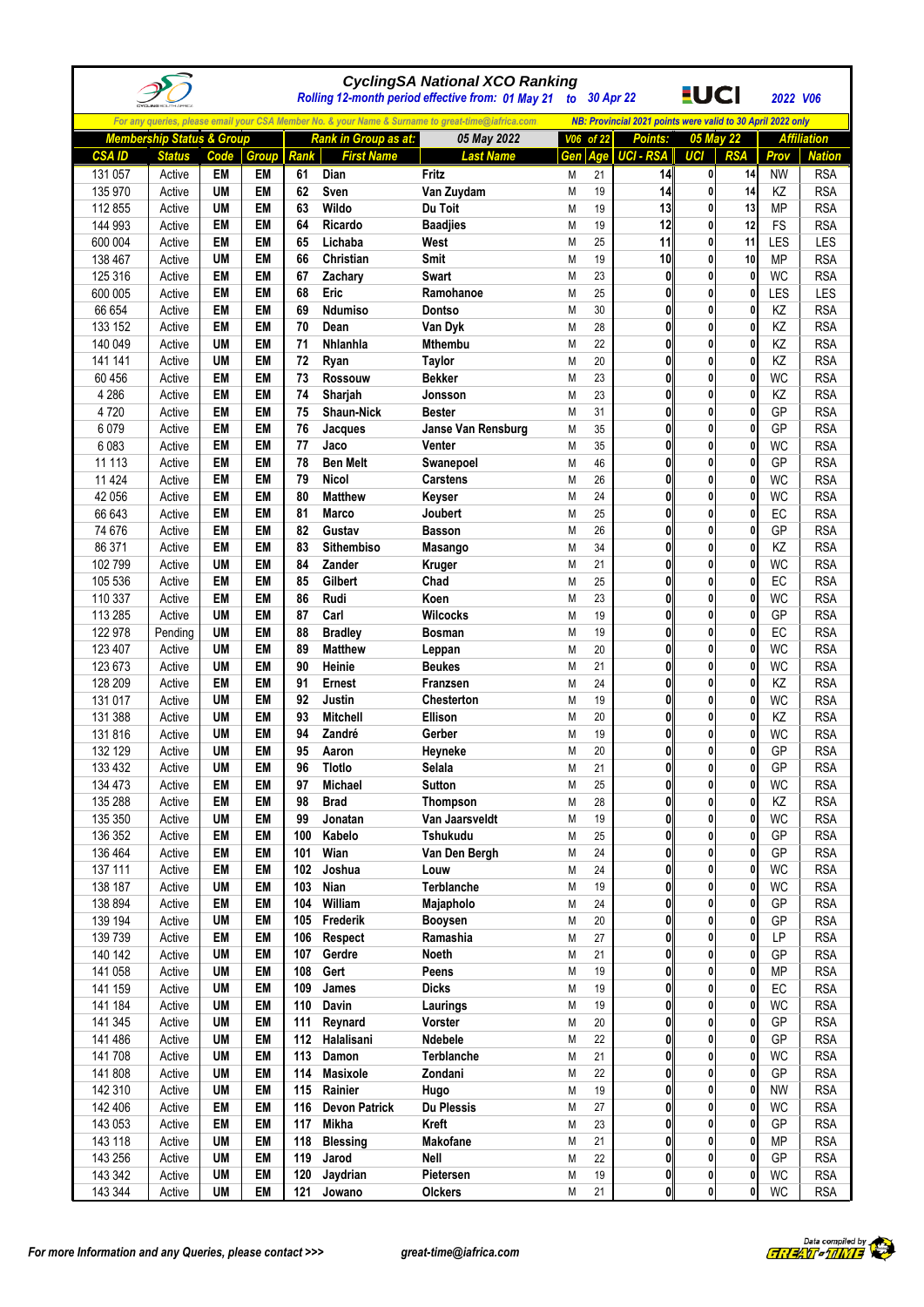# CyclingSA National XCO Ranking

*Rolling 12-month period effective from: 01 May 21 to 30 Apr 22* — UCI — *2022 V06*

*For any queries, please email your CSA Member No. & your Name & Surname to great-time@iafrica.com* — *NB: Provincial 2021 points were valid to 30 April 2022 only*

| Membership Status & Group | | | | Rank in Group as at: | | 05 May 2022 | V06 of 22 | | Points: | 05 May 22 | | Affiliation | |
|---|---|---|---|---|---|---|---|---|---|---|---|---|---|
| CSA ID | Status | Code | Group | Rank | First Name | Last Name | Gen | Age | UCI - RSA | UCI | RSA | Prov | Nation |
| 131 057 | Active | EM | EM | 61 | Dian | Fritz | M | 21 | 14 | 0 | 14 | NW | RSA |
| 135 970 | Active | UM | EM | 62 | Sven | Van Zuydam | M | 19 | 14 | 0 | 14 | KZ | RSA |
| 112 855 | Active | UM | EM | 63 | Wildo | Du Toit | M | 19 | 13 | 0 | 13 | MP | RSA |
| 144 993 | Active | EM | EM | 64 | Ricardo | Baadjies | M | 19 | 12 | 0 | 12 | FS | RSA |
| 600 004 | Active | EM | EM | 65 | Lichaba | West | M | 25 | 11 | 0 | 11 | LES | LES |
| 138 467 | Active | UM | EM | 66 | Christian | Smit | M | 19 | 10 | 0 | 10 | MP | RSA |
| 125 316 | Active | EM | EM | 67 | Zachary | Swart | M | 23 | 0 | 0 | 0 | WC | RSA |
| 600 005 | Active | EM | EM | 68 | Eric | Ramohanoe | M | 25 | 0 | 0 | 0 | LES | LES |
| 66 654 | Active | EM | EM | 69 | Ndumiso | Dontso | M | 30 | 0 | 0 | 0 | KZ | RSA |
| 133 152 | Active | EM | EM | 70 | Dean | Van Dyk | M | 28 | 0 | 0 | 0 | KZ | RSA |
| 140 049 | Active | UM | EM | 71 | Nhlanhla | Mthembu | M | 22 | 0 | 0 | 0 | KZ | RSA |
| 141 141 | Active | UM | EM | 72 | Ryan | Taylor | M | 20 | 0 | 0 | 0 | KZ | RSA |
| 60 456 | Active | EM | EM | 73 | Rossouw | Bekker | M | 23 | 0 | 0 | 0 | WC | RSA |
| 4 286 | Active | EM | EM | 74 | Sharjah | Jonsson | M | 23 | 0 | 0 | 0 | KZ | RSA |
| 4 720 | Active | EM | EM | 75 | Shaun-Nick | Bester | M | 31 | 0 | 0 | 0 | GP | RSA |
| 6 079 | Active | EM | EM | 76 | Jacques | Janse Van Rensburg | M | 35 | 0 | 0 | 0 | GP | RSA |
| 6 083 | Active | EM | EM | 77 | Jaco | Venter | M | 35 | 0 | 0 | 0 | WC | RSA |
| 11 113 | Active | EM | EM | 78 | Ben Melt | Swanepoel | M | 46 | 0 | 0 | 0 | GP | RSA |
| 11 424 | Active | EM | EM | 79 | Nicol | Carstens | M | 26 | 0 | 0 | 0 | WC | RSA |
| 42 056 | Active | EM | EM | 80 | Matthew | Keyser | M | 24 | 0 | 0 | 0 | WC | RSA |
| 66 643 | Active | EM | EM | 81 | Marco | Joubert | M | 25 | 0 | 0 | 0 | EC | RSA |
| 74 676 | Active | EM | EM | 82 | Gustav | Basson | M | 26 | 0 | 0 | 0 | GP | RSA |
| 86 371 | Active | EM | EM | 83 | Sithembiso | Masango | M | 34 | 0 | 0 | 0 | KZ | RSA |
| 102 799 | Active | UM | EM | 84 | Zander | Kruger | M | 21 | 0 | 0 | 0 | WC | RSA |
| 105 536 | Active | EM | EM | 85 | Gilbert | Chad | M | 25 | 0 | 0 | 0 | EC | RSA |
| 110 337 | Active | EM | EM | 86 | Rudi | Koen | M | 23 | 0 | 0 | 0 | WC | RSA |
| 113 285 | Active | UM | EM | 87 | Carl | Wilcocks | M | 19 | 0 | 0 | 0 | GP | RSA |
| 122 978 | Pending | UM | EM | 88 | Bradley | Bosman | M | 19 | 0 | 0 | 0 | EC | RSA |
| 123 407 | Active | UM | EM | 89 | Matthew | Leppan | M | 20 | 0 | 0 | 0 | WC | RSA |
| 123 673 | Active | UM | EM | 90 | Heinie | Beukes | M | 21 | 0 | 0 | 0 | WC | RSA |
| 128 209 | Active | EM | EM | 91 | Ernest | Franzsen | M | 24 | 0 | 0 | 0 | KZ | RSA |
| 131 017 | Active | UM | EM | 92 | Justin | Chesterton | M | 19 | 0 | 0 | 0 | WC | RSA |
| 131 388 | Active | UM | EM | 93 | Mitchell | Ellison | M | 20 | 0 | 0 | 0 | KZ | RSA |
| 131 816 | Active | UM | EM | 94 | Zandré | Gerber | M | 19 | 0 | 0 | 0 | WC | RSA |
| 132 129 | Active | UM | EM | 95 | Aaron | Heyneke | M | 20 | 0 | 0 | 0 | GP | RSA |
| 133 432 | Active | UM | EM | 96 | Tlotlo | Selala | M | 21 | 0 | 0 | 0 | GP | RSA |
| 134 473 | Active | EM | EM | 97 | Michael | Sutton | M | 25 | 0 | 0 | 0 | WC | RSA |
| 135 288 | Active | EM | EM | 98 | Brad | Thompson | M | 28 | 0 | 0 | 0 | KZ | RSA |
| 135 350 | Active | UM | EM | 99 | Jonatan | Van Jaarsveldt | M | 19 | 0 | 0 | 0 | WC | RSA |
| 136 352 | Active | EM | EM | 100 | Kabelo | Tshukudu | M | 25 | 0 | 0 | 0 | GP | RSA |
| 136 464 | Active | EM | EM | 101 | Wian | Van Den Bergh | M | 24 | 0 | 0 | 0 | GP | RSA |
| 137 111 | Active | EM | EM | 102 | Joshua | Louw | M | 24 | 0 | 0 | 0 | WC | RSA |
| 138 187 | Active | UM | EM | 103 | Nian | Terblanche | M | 19 | 0 | 0 | 0 | WC | RSA |
| 138 894 | Active | EM | EM | 104 | William | Majapholo | M | 24 | 0 | 0 | 0 | GP | RSA |
| 139 194 | Active | UM | EM | 105 | Frederik | Booysen | M | 20 | 0 | 0 | 0 | GP | RSA |
| 139 739 | Active | EM | EM | 106 | Respect | Ramashia | M | 27 | 0 | 0 | 0 | LP | RSA |
| 140 142 | Active | UM | EM | 107 | Gerdre | Noeth | M | 21 | 0 | 0 | 0 | GP | RSA |
| 141 058 | Active | UM | EM | 108 | Gert | Peens | M | 19 | 0 | 0 | 0 | MP | RSA |
| 141 159 | Active | UM | EM | 109 | James | Dicks | M | 19 | 0 | 0 | 0 | EC | RSA |
| 141 184 | Active | UM | EM | 110 | Davin | Laurings | M | 19 | 0 | 0 | 0 | WC | RSA |
| 141 345 | Active | UM | EM | 111 | Reynard | Vorster | M | 20 | 0 | 0 | 0 | GP | RSA |
| 141 486 | Active | UM | EM | 112 | Halalisani | Ndebele | M | 22 | 0 | 0 | 0 | GP | RSA |
| 141 708 | Active | UM | EM | 113 | Damon | Terblanche | M | 21 | 0 | 0 | 0 | WC | RSA |
| 141 808 | Active | UM | EM | 114 | Masixole | Zondani | M | 22 | 0 | 0 | 0 | GP | RSA |
| 142 310 | Active | UM | EM | 115 | Rainier | Hugo | M | 19 | 0 | 0 | 0 | NW | RSA |
| 142 406 | Active | EM | EM | 116 | Devon Patrick | Du Plessis | M | 27 | 0 | 0 | 0 | WC | RSA |
| 143 053 | Active | EM | EM | 117 | Mikha | Kreft | M | 23 | 0 | 0 | 0 | GP | RSA |
| 143 118 | Active | UM | EM | 118 | Blessing | Makofane | M | 21 | 0 | 0 | 0 | MP | RSA |
| 143 256 | Active | UM | EM | 119 | Jarod | Nell | M | 22 | 0 | 0 | 0 | GP | RSA |
| 143 342 | Active | UM | EM | 120 | Jaydrian | Pietersen | M | 19 | 0 | 0 | 0 | WC | RSA |
| 143 344 | Active | UM | EM | 121 | Jowano | Olckers | M | 21 | 0 | 0 | 0 | WC | RSA |

*For more Information and any Queries, please contact >>>* *great-time@iafrica.com*

Data compiled by GREAT-TIME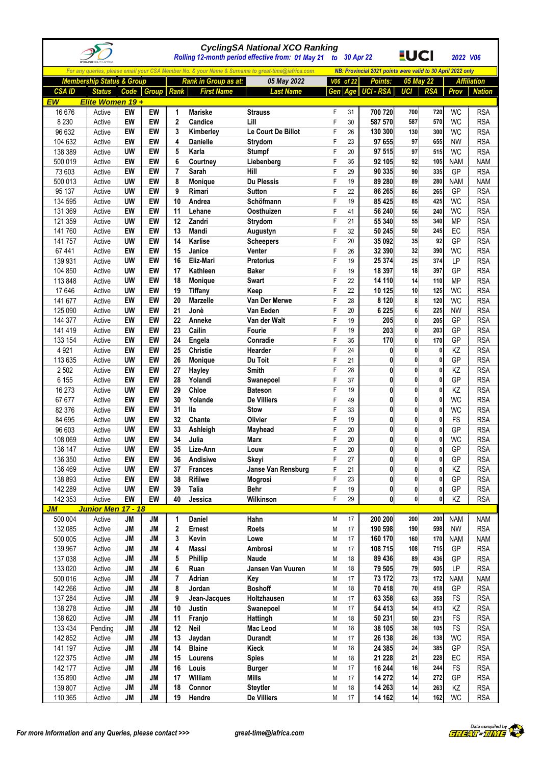# CyclingSA National XCO Ranking

Rolling 12-month period effective from: 01 May 21 to 30 Apr 22 — UCI — 2022 V06

For any queries, please email your CSA Member No. & your Name & Surname to great-time@iafrica.com — NB: Provincial 2021 points were valid to 30 April 2022 only

| Membership Status & Group | | | | Rank in Group as at: | | 05 May 2022 | V06 of 22 | | Points: | 05 May 22 | | Affiliation | |
|---|---|---|---|---|---|---|---|---|---|---|---|---|---|
| CSA ID | Status | Code | Group | Rank | First Name | Last Name | Gen | Age | UCI - RSA | UCI | RSA | Prov | Nation |
| **EW** | **Elite Women 19 +** | | | | | | | | | | | | |
| 16 676 | Active | EW | EW | 1 | Mariske | Strauss | F | 31 | 700 720 | 700 | 720 | WC | RSA |
| 8 230 | Active | EW | EW | 2 | Candice | Lill | F | 30 | 587 570 | 587 | 570 | WC | RSA |
| 96 632 | Active | EW | EW | 3 | Kimberley | Le Court De Billot | F | 26 | 130 300 | 130 | 300 | WC | RSA |
| 104 632 | Active | EW | EW | 4 | Danielle | Strydom | F | 23 | 97 655 | 97 | 655 | NW | RSA |
| 138 389 | Active | UW | EW | 5 | Karla | Stumpf | F | 20 | 97 515 | 97 | 515 | WC | RSA |
| 500 019 | Active | EW | EW | 6 | Courtney | Liebenberg | F | 35 | 92 105 | 92 | 105 | NAM | NAM |
| 73 603 | Active | EW | EW | 7 | Sarah | Hill | F | 29 | 90 335 | 90 | 335 | GP | RSA |
| 500 013 | Active | UW | EW | 8 | Monique | Du Plessis | F | 19 | 89 280 | 89 | 280 | NAM | NAM |
| 95 137 | Active | UW | EW | 9 | Rimari | Sutton | F | 22 | 86 265 | 86 | 265 | GP | RSA |
| 134 595 | Active | UW | EW | 10 | Andrea | Schöfmann | F | 19 | 85 425 | 85 | 425 | WC | RSA |
| 131 369 | Active | EW | EW | 11 | Lehane | Oosthuizen | F | 41 | 56 240 | 56 | 240 | WC | RSA |
| 121 359 | Active | UW | EW | 12 | Zandri | Strydom | F | 21 | 55 340 | 55 | 340 | MP | RSA |
| 141 760 | Active | EW | EW | 13 | Mandi | Augustyn | F | 32 | 50 245 | 50 | 245 | EC | RSA |
| 141 757 | Active | UW | EW | 14 | Karlise | Scheepers | F | 20 | 35 092 | 35 | 92 | GP | RSA |
| 67 441 | Active | EW | EW | 15 | Janice | Venter | F | 26 | 32 390 | 32 | 390 | WC | RSA |
| 139 931 | Active | UW | EW | 16 | Eliz-Mari | Pretorius | F | 19 | 25 374 | 25 | 374 | LP | RSA |
| 104 850 | Active | UW | EW | 17 | Kathleen | Baker | F | 19 | 18 397 | 18 | 397 | GP | RSA |
| 113 848 | Active | UW | EW | 18 | Monique | Swart | F | 22 | 14 110 | 14 | 110 | MP | RSA |
| 17 646 | Active | UW | EW | 19 | Tiffany | Keep | F | 22 | 10 125 | 10 | 125 | WC | RSA |
| 141 677 | Active | EW | EW | 20 | Marzelle | Van Der Merwe | F | 28 | 8 120 | 8 | 120 | WC | RSA |
| 125 090 | Active | UW | EW | 21 | Jonè | Van Eeden | F | 20 | 6 225 | 6 | 225 | NW | RSA |
| 144 377 | Active | EW | EW | 22 | Anneke | Van der Walt | F | 19 | 205 | 0 | 205 | GP | RSA |
| 141 419 | Active | EW | EW | 23 | Cailin | Fourie | F | 19 | 203 | 0 | 203 | GP | RSA |
| 133 154 | Active | EW | EW | 24 | Engela | Conradie | F | 35 | 170 | 0 | 170 | GP | RSA |
| 4 921 | Active | EW | EW | 25 | Christie | Hearder | F | 24 | 0 | 0 | 0 | KZ | RSA |
| 113 635 | Active | UW | EW | 26 | Monique | Du Toit | F | 21 | 0 | 0 | 0 | GP | RSA |
| 2 502 | Active | EW | EW | 27 | Hayley | Smith | F | 28 | 0 | 0 | 0 | KZ | RSA |
| 6 155 | Active | EW | EW | 28 | Yolandi | Swanepoel | F | 37 | 0 | 0 | 0 | GP | RSA |
| 16 273 | Active | UW | EW | 29 | Chloe | Bateson | F | 19 | 0 | 0 | 0 | KZ | RSA |
| 67 677 | Active | EW | EW | 30 | Yolande | De Villiers | F | 49 | 0 | 0 | 0 | WC | RSA |
| 82 376 | Active | EW | EW | 31 | Ila | Stow | F | 33 | 0 | 0 | 0 | WC | RSA |
| 84 695 | Active | UW | EW | 32 | Chante | Olivier | F | 19 | 0 | 0 | 0 | FS | RSA |
| 96 603 | Active | UW | EW | 33 | Ashleigh | Mayhead | F | 20 | 0 | 0 | 0 | GP | RSA |
| 108 069 | Active | UW | EW | 34 | Julia | Marx | F | 20 | 0 | 0 | 0 | WC | RSA |
| 136 147 | Active | UW | EW | 35 | Lize-Ann | Louw | F | 20 | 0 | 0 | 0 | GP | RSA |
| 136 350 | Active | EW | EW | 36 | Andisiwe | Skeyi | F | 27 | 0 | 0 | 0 | GP | RSA |
| 136 469 | Active | UW | EW | 37 | Frances | Janse Van Rensburg | F | 21 | 0 | 0 | 0 | KZ | RSA |
| 138 893 | Active | EW | EW | 38 | Rifilwe | Mogrosi | F | 23 | 0 | 0 | 0 | GP | RSA |
| 142 289 | Active | UW | EW | 39 | Talia | Behr | F | 19 | 0 | 0 | 0 | GP | RSA |
| 142 353 | Active | EW | EW | 40 | Jessica | Wilkinson | F | 29 | 0 | 0 | 0 | KZ | RSA |
| **JM** | **Junior Men 17 - 18** | | | | | | | | | | | | |
| 500 004 | Active | JM | JM | 1 | Daniel | Hahn | M | 17 | 200 200 | 200 | 200 | NAM | NAM |
| 132 085 | Active | JM | JM | 2 | Ernest | Roets | M | 17 | 190 598 | 190 | 598 | NW | RSA |
| 500 005 | Active | JM | JM | 3 | Kevin | Lowe | M | 17 | 160 170 | 160 | 170 | NAM | NAM |
| 139 967 | Active | JM | JM | 4 | Massi | Ambrosi | M | 17 | 108 715 | 108 | 715 | GP | RSA |
| 137 038 | Active | JM | JM | 5 | Phillip | Naude | M | 18 | 89 436 | 89 | 436 | GP | RSA |
| 133 020 | Active | JM | JM | 6 | Ruan | Jansen Van Vuuren | M | 18 | 79 505 | 79 | 505 | LP | RSA |
| 500 016 | Active | JM | JM | 7 | Adrian | Key | M | 17 | 73 172 | 73 | 172 | NAM | NAM |
| 142 266 | Active | JM | JM | 8 | Jordan | Boshoff | M | 18 | 70 418 | 70 | 418 | GP | RSA |
| 137 284 | Active | JM | JM | 9 | Jean-Jacques | Holtzhausen | M | 17 | 63 358 | 63 | 358 | FS | RSA |
| 138 278 | Active | JM | JM | 10 | Justin | Swanepoel | M | 17 | 54 413 | 54 | 413 | KZ | RSA |
| 138 620 | Active | JM | JM | 11 | Franjo | Hattingh | M | 18 | 50 231 | 50 | 231 | FS | RSA |
| 133 434 | Pending | JM | JM | 12 | Neil | Mac Leod | M | 18 | 38 105 | 38 | 105 | FS | RSA |
| 142 852 | Active | JM | JM | 13 | Jaydan | Durandt | M | 17 | 26 138 | 26 | 138 | WC | RSA |
| 141 197 | Active | JM | JM | 14 | Blaine | Kieck | M | 18 | 24 385 | 24 | 385 | GP | RSA |
| 122 375 | Active | JM | JM | 15 | Lourens | Spies | M | 18 | 21 228 | 21 | 228 | EC | RSA |
| 142 177 | Active | JM | JM | 16 | Louis | Burger | M | 17 | 16 244 | 16 | 244 | FS | RSA |
| 135 890 | Active | JM | JM | 17 | William | Mills | M | 17 | 14 272 | 14 | 272 | GP | RSA |
| 139 807 | Active | JM | JM | 18 | Connor | Steytler | M | 18 | 14 263 | 14 | 263 | KZ | RSA |
| 110 365 | Active | JM | JM | 19 | Hendre | De Villiers | M | 17 | 14 162 | 14 | 162 | WC | RSA |

For more Information and any Queries, please contact >>> great-time@iafrica.com

Data compiled by GREAT-TIME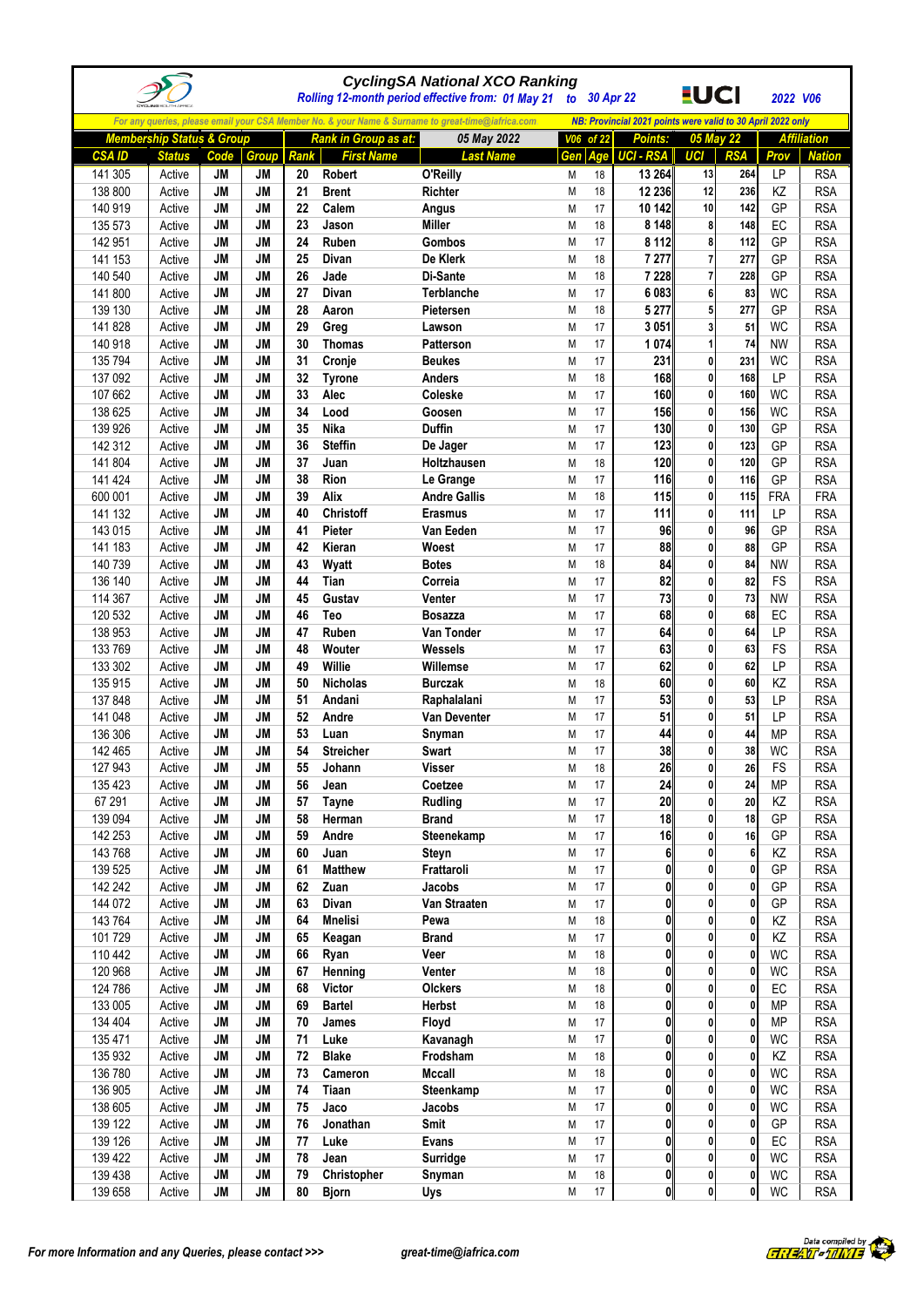**CyclingSA National XCO Ranking**

*Rolling 12-month period effective from: 01 May 21 to 30 Apr 22* — 2022 V06

*For any queries, please email your CSA Member No. & your Name & Surname to great-time@iafrica.com* — *NB: Provincial 2021 points were valid to 30 April 2022 only*

| Membership Status & Group | | | | Rank in Group as at: | | 05 May 2022 | V06 of 22 | | Points: | 05 May 22 | | Affiliation | |
|---|---|---|---|---|---|---|---|---|---|---|---|---|---|
| CSA ID | Status | Code | Group | Rank | First Name | Last Name | Gen | Age | UCI - RSA | UCI | RSA | Prov | Nation |
| 141 305 | Active | JM | JM | 20 | Robert | O'Reilly | M | 18 | 13 264 | 13 | 264 | LP | RSA |
| 138 800 | Active | JM | JM | 21 | Brent | Richter | M | 18 | 12 236 | 12 | 236 | KZ | RSA |
| 140 919 | Active | JM | JM | 22 | Calem | Angus | M | 17 | 10 142 | 10 | 142 | GP | RSA |
| 135 573 | Active | JM | JM | 23 | Jason | Miller | M | 18 | 8 148 | 8 | 148 | EC | RSA |
| 142 951 | Active | JM | JM | 24 | Ruben | Gombos | M | 17 | 8 112 | 8 | 112 | GP | RSA |
| 141 153 | Active | JM | JM | 25 | Divan | De Klerk | M | 18 | 7 277 | 7 | 277 | GP | RSA |
| 140 540 | Active | JM | JM | 26 | Jade | Di-Sante | M | 18 | 7 228 | 7 | 228 | GP | RSA |
| 141 800 | Active | JM | JM | 27 | Divan | Terblanche | M | 17 | 6 083 | 6 | 83 | WC | RSA |
| 139 130 | Active | JM | JM | 28 | Aaron | Pietersen | M | 18 | 5 277 | 5 | 277 | GP | RSA |
| 141 828 | Active | JM | JM | 29 | Greg | Lawson | M | 17 | 3 051 | 3 | 51 | WC | RSA |
| 140 918 | Active | JM | JM | 30 | Thomas | Patterson | M | 18 | 1 074 | 1 | 74 | NW | RSA |
| 135 794 | Active | JM | JM | 31 | Cronje | Beukes | M | 17 | 231 | 0 | 231 | WC | RSA |
| 137 092 | Active | JM | JM | 32 | Tyrone | Anders | M | 18 | 168 | 0 | 168 | LP | RSA |
| 107 662 | Active | JM | JM | 33 | Alec | Coleske | M | 17 | 160 | 0 | 160 | WC | RSA |
| 138 625 | Active | JM | JM | 34 | Lood | Goosen | M | 17 | 156 | 0 | 156 | WC | RSA |
| 139 926 | Active | JM | JM | 35 | Nika | Duffin | M | 17 | 130 | 0 | 130 | GP | RSA |
| 142 312 | Active | JM | JM | 36 | Steffin | De Jager | M | 17 | 123 | 0 | 123 | GP | RSA |
| 141 804 | Active | JM | JM | 37 | Juan | Holtzhausen | M | 18 | 120 | 0 | 120 | GP | RSA |
| 141 424 | Active | JM | JM | 38 | Rion | Le Grange | M | 17 | 116 | 0 | 116 | GP | RSA |
| 600 001 | Active | JM | JM | 39 | Alix | Andre Gallis | M | 18 | 115 | 0 | 115 | FRA | FRA |
| 141 132 | Active | JM | JM | 40 | Christoff | Erasmus | M | 17 | 111 | 0 | 111 | LP | RSA |
| 143 015 | Active | JM | JM | 41 | Pieter | Van Eeden | M | 17 | 96 | 0 | 96 | GP | RSA |
| 141 183 | Active | JM | JM | 42 | Kieran | Woest | M | 17 | 88 | 0 | 88 | GP | RSA |
| 140 739 | Active | JM | JM | 43 | Wyatt | Botes | M | 18 | 84 | 0 | 84 | NW | RSA |
| 136 140 | Active | JM | JM | 44 | Tian | Correia | M | 17 | 82 | 0 | 82 | FS | RSA |
| 114 367 | Active | JM | JM | 45 | Gustav | Venter | M | 17 | 73 | 0 | 73 | NW | RSA |
| 120 532 | Active | JM | JM | 46 | Teo | Bosazza | M | 17 | 68 | 0 | 68 | EC | RSA |
| 138 953 | Active | JM | JM | 47 | Ruben | Van Tonder | M | 17 | 64 | 0 | 64 | LP | RSA |
| 133 769 | Active | JM | JM | 48 | Wouter | Wessels | M | 17 | 63 | 0 | 63 | FS | RSA |
| 133 302 | Active | JM | JM | 49 | Willie | Willemse | M | 17 | 62 | 0 | 62 | LP | RSA |
| 135 915 | Active | JM | JM | 50 | Nicholas | Burczak | M | 18 | 60 | 0 | 60 | KZ | RSA |
| 137 848 | Active | JM | JM | 51 | Andani | Raphalalani | M | 17 | 53 | 0 | 53 | LP | RSA |
| 141 048 | Active | JM | JM | 52 | Andre | Van Deventer | M | 17 | 51 | 0 | 51 | LP | RSA |
| 136 306 | Active | JM | JM | 53 | Luan | Snyman | M | 17 | 44 | 0 | 44 | MP | RSA |
| 142 465 | Active | JM | JM | 54 | Streicher | Swart | M | 17 | 38 | 0 | 38 | WC | RSA |
| 127 943 | Active | JM | JM | 55 | Johann | Visser | M | 18 | 26 | 0 | 26 | FS | RSA |
| 135 423 | Active | JM | JM | 56 | Jean | Coetzee | M | 17 | 24 | 0 | 24 | MP | RSA |
| 67 291 | Active | JM | JM | 57 | Tayne | Rudling | M | 17 | 20 | 0 | 20 | KZ | RSA |
| 139 094 | Active | JM | JM | 58 | Herman | Brand | M | 17 | 18 | 0 | 18 | GP | RSA |
| 142 253 | Active | JM | JM | 59 | Andre | Steenekamp | M | 17 | 16 | 0 | 16 | GP | RSA |
| 143 768 | Active | JM | JM | 60 | Juan | Steyn | M | 17 | 6 | 0 | 6 | KZ | RSA |
| 139 525 | Active | JM | JM | 61 | Matthew | Frattaroli | M | 17 | 0 | 0 | 0 | GP | RSA |
| 142 242 | Active | JM | JM | 62 | Zuan | Jacobs | M | 17 | 0 | 0 | 0 | GP | RSA |
| 144 072 | Active | JM | JM | 63 | Divan | Van Straaten | M | 17 | 0 | 0 | 0 | GP | RSA |
| 143 764 | Active | JM | JM | 64 | Mnelisi | Pewa | M | 18 | 0 | 0 | 0 | KZ | RSA |
| 101 729 | Active | JM | JM | 65 | Keagan | Brand | M | 17 | 0 | 0 | 0 | KZ | RSA |
| 110 442 | Active | JM | JM | 66 | Ryan | Veer | M | 18 | 0 | 0 | 0 | WC | RSA |
| 120 968 | Active | JM | JM | 67 | Henning | Venter | M | 18 | 0 | 0 | 0 | WC | RSA |
| 124 786 | Active | JM | JM | 68 | Victor | Olckers | M | 18 | 0 | 0 | 0 | EC | RSA |
| 133 005 | Active | JM | JM | 69 | Bartel | Herbst | M | 18 | 0 | 0 | 0 | MP | RSA |
| 134 404 | Active | JM | JM | 70 | James | Floyd | M | 17 | 0 | 0 | 0 | MP | RSA |
| 135 471 | Active | JM | JM | 71 | Luke | Kavanagh | M | 17 | 0 | 0 | 0 | WC | RSA |
| 135 932 | Active | JM | JM | 72 | Blake | Frodsham | M | 18 | 0 | 0 | 0 | KZ | RSA |
| 136 780 | Active | JM | JM | 73 | Cameron | Mccall | M | 18 | 0 | 0 | 0 | WC | RSA |
| 136 905 | Active | JM | JM | 74 | Tiaan | Steenkamp | M | 17 | 0 | 0 | 0 | WC | RSA |
| 138 605 | Active | JM | JM | 75 | Jaco | Jacobs | M | 17 | 0 | 0 | 0 | WC | RSA |
| 139 122 | Active | JM | JM | 76 | Jonathan | Smit | M | 17 | 0 | 0 | 0 | GP | RSA |
| 139 126 | Active | JM | JM | 77 | Luke | Evans | M | 17 | 0 | 0 | 0 | EC | RSA |
| 139 422 | Active | JM | JM | 78 | Jean | Surridge | M | 17 | 0 | 0 | 0 | WC | RSA |
| 139 438 | Active | JM | JM | 79 | Christopher | Snyman | M | 18 | 0 | 0 | 0 | WC | RSA |
| 139 658 | Active | JM | JM | 80 | Bjorn | Uys | M | 17 | 0 | 0 | 0 | WC | RSA |

*For more Information and any Queries, please contact >>>* *great-time@iafrica.com*

*Data compiled by GREAT-TIME*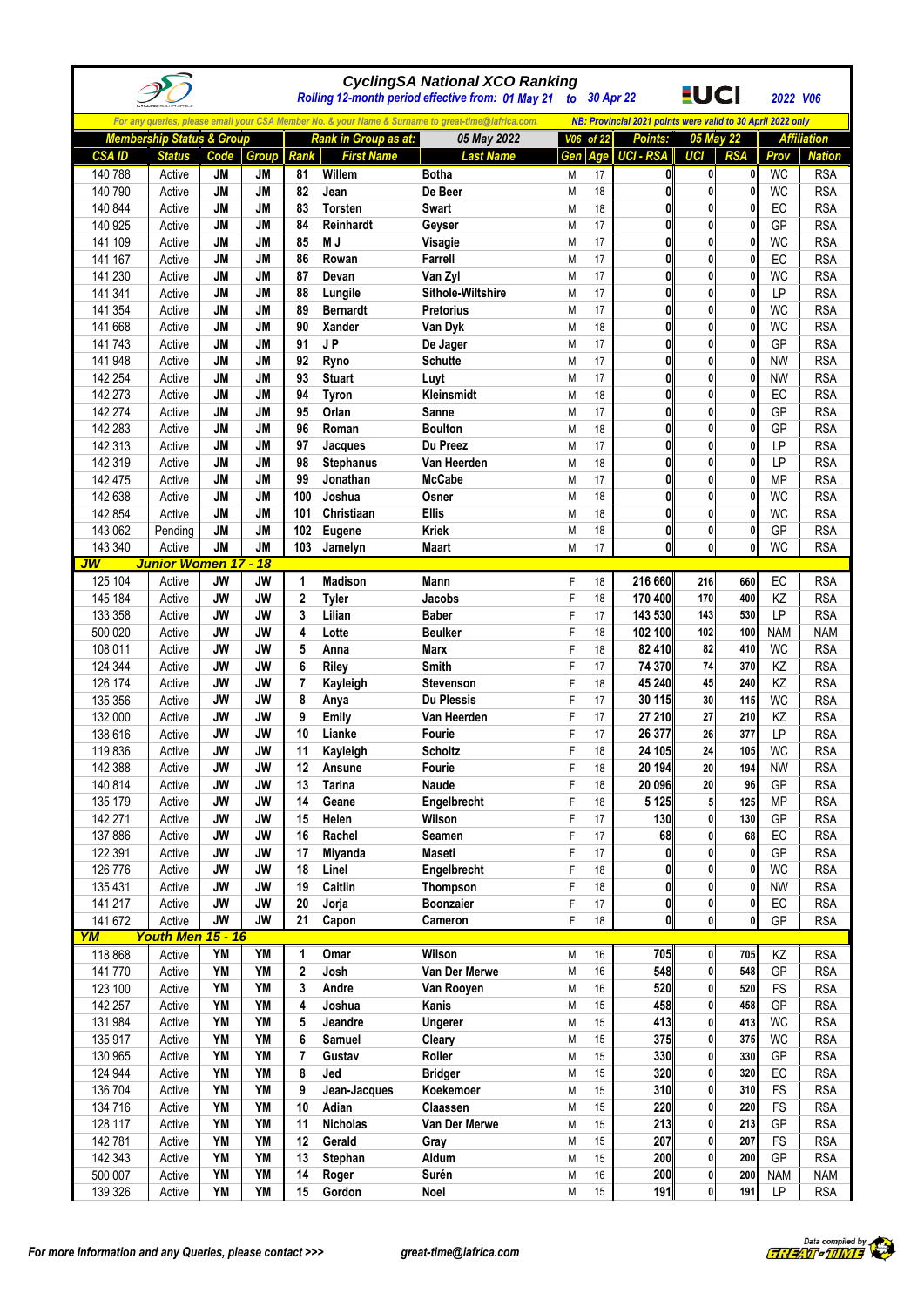# CyclingSA National XCO Ranking

*Rolling 12-month period effective from: 01 May 21 to 30 Apr 22*

UCI 2022 V06

*For any queries, please email your CSA Member No. & your Name & Surname to great-time@iafrica.com*

*NB: Provincial 2021 points were valid to 30 April 2022 only*

| Membership Status & Group | | | | Rank in Group as at: | | 05 May 2022 | V06 of 22 | | Points: | 05 May 22 | | Affiliation | |
|---|---|---|---|---|---|---|---|---|---|---|---|---|---|
| CSA ID | Status | Code | Group | Rank | First Name | Last Name | Gen | Age | UCI - RSA | UCI | RSA | Prov | Nation |
| 140 788 | Active | JM | JM | 81 | Willem | Botha | M | 17 | 0 | 0 | 0 | WC | RSA |
| 140 790 | Active | JM | JM | 82 | Jean | De Beer | M | 18 | 0 | 0 | 0 | WC | RSA |
| 140 844 | Active | JM | JM | 83 | Torsten | Swart | M | 18 | 0 | 0 | 0 | EC | RSA |
| 140 925 | Active | JM | JM | 84 | Reinhardt | Geyser | M | 17 | 0 | 0 | 0 | GP | RSA |
| 141 109 | Active | JM | JM | 85 | M J | Visagie | M | 17 | 0 | 0 | 0 | WC | RSA |
| 141 167 | Active | JM | JM | 86 | Rowan | Farrell | M | 17 | 0 | 0 | 0 | EC | RSA |
| 141 230 | Active | JM | JM | 87 | Devan | Van Zyl | M | 17 | 0 | 0 | 0 | WC | RSA |
| 141 341 | Active | JM | JM | 88 | Lungile | Sithole-Wiltshire | M | 17 | 0 | 0 | 0 | LP | RSA |
| 141 354 | Active | JM | JM | 89 | Bernardt | Pretorius | M | 17 | 0 | 0 | 0 | WC | RSA |
| 141 668 | Active | JM | JM | 90 | Xander | Van Dyk | M | 18 | 0 | 0 | 0 | WC | RSA |
| 141 743 | Active | JM | JM | 91 | J P | De Jager | M | 17 | 0 | 0 | 0 | GP | RSA |
| 141 948 | Active | JM | JM | 92 | Ryno | Schutte | M | 17 | 0 | 0 | 0 | NW | RSA |
| 142 254 | Active | JM | JM | 93 | Stuart | Luyt | M | 17 | 0 | 0 | 0 | NW | RSA |
| 142 273 | Active | JM | JM | 94 | Tyron | Kleinsmidt | M | 18 | 0 | 0 | 0 | EC | RSA |
| 142 274 | Active | JM | JM | 95 | Orlan | Sanne | M | 17 | 0 | 0 | 0 | GP | RSA |
| 142 283 | Active | JM | JM | 96 | Roman | Boulton | M | 18 | 0 | 0 | 0 | GP | RSA |
| 142 313 | Active | JM | JM | 97 | Jacques | Du Preez | M | 17 | 0 | 0 | 0 | LP | RSA |
| 142 319 | Active | JM | JM | 98 | Stephanus | Van Heerden | M | 18 | 0 | 0 | 0 | LP | RSA |
| 142 475 | Active | JM | JM | 99 | Jonathan | McCabe | M | 17 | 0 | 0 | 0 | MP | RSA |
| 142 638 | Active | JM | JM | 100 | Joshua | Osner | M | 18 | 0 | 0 | 0 | WC | RSA |
| 142 854 | Active | JM | JM | 101 | Christiaan | Ellis | M | 18 | 0 | 0 | 0 | WC | RSA |
| 143 062 | Pending | JM | JM | 102 | Eugene | Kriek | M | 18 | 0 | 0 | 0 | GP | RSA |
| 143 340 | Active | JM | JM | 103 | Jamelyn | Maart | M | 17 | 0 | 0 | 0 | WC | RSA |
| **JW** | **Junior Women 17 - 18** | | | | | | | | | | | | |
| 125 104 | Active | JW | JW | 1 | Madison | Mann | F | 18 | 216 660 | 216 | 660 | EC | RSA |
| 145 184 | Active | JW | JW | 2 | Tyler | Jacobs | F | 18 | 170 400 | 170 | 400 | KZ | RSA |
| 133 358 | Active | JW | JW | 3 | Lilian | Baber | F | 17 | 143 530 | 143 | 530 | LP | RSA |
| 500 020 | Active | JW | JW | 4 | Lotte | Beulker | F | 18 | 102 100 | 102 | 100 | NAM | NAM |
| 108 011 | Active | JW | JW | 5 | Anna | Marx | F | 18 | 82 410 | 82 | 410 | WC | RSA |
| 124 344 | Active | JW | JW | 6 | Riley | Smith | F | 17 | 74 370 | 74 | 370 | KZ | RSA |
| 126 174 | Active | JW | JW | 7 | Kayleigh | Stevenson | F | 18 | 45 240 | 45 | 240 | KZ | RSA |
| 135 356 | Active | JW | JW | 8 | Anya | Du Plessis | F | 17 | 30 115 | 30 | 115 | WC | RSA |
| 132 000 | Active | JW | JW | 9 | Emily | Van Heerden | F | 17 | 27 210 | 27 | 210 | KZ | RSA |
| 138 616 | Active | JW | JW | 10 | Lianke | Fourie | F | 17 | 26 377 | 26 | 377 | LP | RSA |
| 119 836 | Active | JW | JW | 11 | Kayleigh | Scholtz | F | 18 | 24 105 | 24 | 105 | WC | RSA |
| 142 388 | Active | JW | JW | 12 | Ansune | Fourie | F | 18 | 20 194 | 20 | 194 | NW | RSA |
| 140 814 | Active | JW | JW | 13 | Tarina | Naude | F | 18 | 20 096 | 20 | 96 | GP | RSA |
| 135 179 | Active | JW | JW | 14 | Geane | Engelbrecht | F | 18 | 5 125 | 5 | 125 | MP | RSA |
| 142 271 | Active | JW | JW | 15 | Helen | Wilson | F | 17 | 130 | 0 | 130 | GP | RSA |
| 137 886 | Active | JW | JW | 16 | Rachel | Seamen | F | 17 | 68 | 0 | 68 | EC | RSA |
| 122 391 | Active | JW | JW | 17 | Miyanda | Maseti | F | 17 | 0 | 0 | 0 | GP | RSA |
| 126 776 | Active | JW | JW | 18 | Linel | Engelbrecht | F | 18 | 0 | 0 | 0 | WC | RSA |
| 135 431 | Active | JW | JW | 19 | Caitlin | Thompson | F | 18 | 0 | 0 | 0 | NW | RSA |
| 141 217 | Active | JW | JW | 20 | Jorja | Boonzaier | F | 17 | 0 | 0 | 0 | EC | RSA |
| 141 672 | Active | JW | JW | 21 | Capon | Cameron | F | 18 | 0 | 0 | 0 | GP | RSA |
| **YM** | **Youth Men 15 - 16** | | | | | | | | | | | | |
| 118 868 | Active | YM | YM | 1 | Omar | Wilson | M | 16 | 705 | 0 | 705 | KZ | RSA |
| 141 770 | Active | YM | YM | 2 | Josh | Van Der Merwe | M | 16 | 548 | 0 | 548 | GP | RSA |
| 123 100 | Active | YM | YM | 3 | Andre | Van Rooyen | M | 16 | 520 | 0 | 520 | FS | RSA |
| 142 257 | Active | YM | YM | 4 | Joshua | Kanis | M | 15 | 458 | 0 | 458 | GP | RSA |
| 131 984 | Active | YM | YM | 5 | Jeandre | Ungerer | M | 15 | 413 | 0 | 413 | WC | RSA |
| 135 917 | Active | YM | YM | 6 | Samuel | Cleary | M | 15 | 375 | 0 | 375 | WC | RSA |
| 130 965 | Active | YM | YM | 7 | Gustav | Roller | M | 15 | 330 | 0 | 330 | GP | RSA |
| 124 944 | Active | YM | YM | 8 | Jed | Bridger | M | 15 | 320 | 0 | 320 | EC | RSA |
| 136 704 | Active | YM | YM | 9 | Jean-Jacques | Koekemoer | M | 15 | 310 | 0 | 310 | FS | RSA |
| 134 716 | Active | YM | YM | 10 | Adian | Claassen | M | 15 | 220 | 0 | 220 | FS | RSA |
| 128 117 | Active | YM | YM | 11 | Nicholas | Van Der Merwe | M | 15 | 213 | 0 | 213 | GP | RSA |
| 142 781 | Active | YM | YM | 12 | Gerald | Gray | M | 15 | 207 | 0 | 207 | FS | RSA |
| 142 343 | Active | YM | YM | 13 | Stephan | Aldum | M | 15 | 200 | 0 | 200 | GP | RSA |
| 500 007 | Active | YM | YM | 14 | Roger | Surén | M | 16 | 200 | 0 | 200 | NAM | NAM |
| 139 326 | Active | YM | YM | 15 | Gordon | Noel | M | 15 | 191 | 0 | 191 | LP | RSA |

*For more Information and any Queries, please contact >>> great-time@iafrica.com*

Data compiled by GREAT-TIME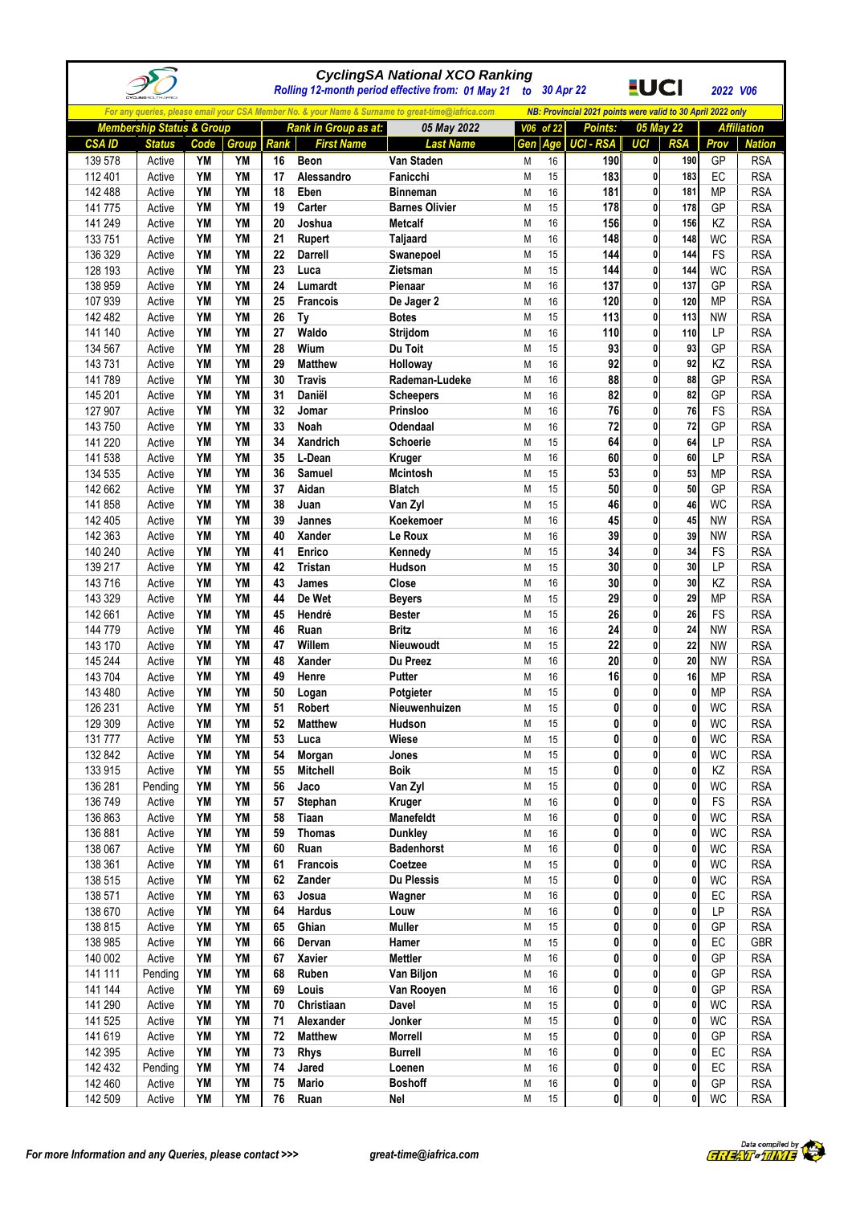# CyclingSA National XCO Ranking

*Rolling 12-month period effective from: 01 May 21 to 30 Apr 22* — **2022 V06**

*For any queries, please email your CSA Member No. & your Name & Surname to great-time@iafrica.com* — *NB: Provincial 2021 points were valid to 30 April 2022 only*

| Membership Status & Group | | | | Rank in Group as at: | | 05 May 2022 | V06 of 22 | | Points: | 05 May 22 | | Affiliation | |
|---|---|---|---|---|---|---|---|---|---|---|---|---|---|
| CSA ID | Status | Code | Group | Rank | First Name | Last Name | Gen | Age | UCI - RSA | UCI | RSA | Prov | Nation |
| 139 578 | Active | YM | YM | 16 | Beon | Van Staden | M | 16 | 190 | 0 | 190 | GP | RSA |
| 112 401 | Active | YM | YM | 17 | Alessandro | Fanicchi | M | 15 | 183 | 0 | 183 | EC | RSA |
| 142 488 | Active | YM | YM | 18 | Eben | Binneman | M | 16 | 181 | 0 | 181 | MP | RSA |
| 141 775 | Active | YM | YM | 19 | Carter | Barnes Olivier | M | 15 | 178 | 0 | 178 | GP | RSA |
| 141 249 | Active | YM | YM | 20 | Joshua | Metcalf | M | 16 | 156 | 0 | 156 | KZ | RSA |
| 133 751 | Active | YM | YM | 21 | Rupert | Taljaard | M | 16 | 148 | 0 | 148 | WC | RSA |
| 136 329 | Active | YM | YM | 22 | Darrell | Swanepoel | M | 15 | 144 | 0 | 144 | FS | RSA |
| 128 193 | Active | YM | YM | 23 | Luca | Zietsman | M | 15 | 144 | 0 | 144 | WC | RSA |
| 138 959 | Active | YM | YM | 24 | Lumardt | Pienaar | M | 16 | 137 | 0 | 137 | GP | RSA |
| 107 939 | Active | YM | YM | 25 | Francois | De Jager 2 | M | 16 | 120 | 0 | 120 | MP | RSA |
| 142 482 | Active | YM | YM | 26 | Ty | Botes | M | 15 | 113 | 0 | 113 | NW | RSA |
| 141 140 | Active | YM | YM | 27 | Waldo | Strijdom | M | 16 | 110 | 0 | 110 | LP | RSA |
| 134 567 | Active | YM | YM | 28 | Wium | Du Toit | M | 15 | 93 | 0 | 93 | GP | RSA |
| 143 731 | Active | YM | YM | 29 | Matthew | Holloway | M | 16 | 92 | 0 | 92 | KZ | RSA |
| 141 789 | Active | YM | YM | 30 | Travis | Rademan-Ludeke | M | 16 | 88 | 0 | 88 | GP | RSA |
| 145 201 | Active | YM | YM | 31 | Daniël | Scheepers | M | 16 | 82 | 0 | 82 | GP | RSA |
| 127 907 | Active | YM | YM | 32 | Jomar | Prinsloo | M | 16 | 76 | 0 | 76 | FS | RSA |
| 143 750 | Active | YM | YM | 33 | Noah | Odendaal | M | 16 | 72 | 0 | 72 | GP | RSA |
| 141 220 | Active | YM | YM | 34 | Xandrich | Schoerie | M | 15 | 64 | 0 | 64 | LP | RSA |
| 141 538 | Active | YM | YM | 35 | L-Dean | Kruger | M | 16 | 60 | 0 | 60 | LP | RSA |
| 134 535 | Active | YM | YM | 36 | Samuel | Mcintosh | M | 16 | 53 | 0 | 53 | MP | RSA |
| 142 662 | Active | YM | YM | 37 | Aidan | Blatch | M | 15 | 50 | 0 | 50 | GP | RSA |
| 141 858 | Active | YM | YM | 38 | Juan | Van Zyl | M | 15 | 46 | 0 | 46 | WC | RSA |
| 142 405 | Active | YM | YM | 39 | Jannes | Koekemoer | M | 16 | 45 | 0 | 45 | NW | RSA |
| 142 363 | Active | YM | YM | 40 | Xander | Le Roux | M | 16 | 39 | 0 | 39 | NW | RSA |
| 140 240 | Active | YM | YM | 41 | Enrico | Kennedy | M | 15 | 34 | 0 | 34 | FS | RSA |
| 139 217 | Active | YM | YM | 42 | Tristan | Hudson | M | 15 | 30 | 0 | 30 | LP | RSA |
| 143 716 | Active | YM | YM | 43 | James | Close | M | 16 | 30 | 0 | 30 | KZ | RSA |
| 143 329 | Active | YM | YM | 44 | De Wet | Beyers | M | 15 | 29 | 0 | 29 | MP | RSA |
| 142 661 | Active | YM | YM | 45 | Hendré | Bester | M | 15 | 26 | 0 | 26 | FS | RSA |
| 144 779 | Active | YM | YM | 46 | Ruan | Britz | M | 16 | 24 | 0 | 24 | NW | RSA |
| 143 170 | Active | YM | YM | 47 | Willem | Nieuwoudt | M | 15 | 22 | 0 | 22 | NW | RSA |
| 145 244 | Active | YM | YM | 48 | Xander | Du Preez | M | 16 | 20 | 0 | 20 | NW | RSA |
| 143 704 | Active | YM | YM | 49 | Henre | Putter | M | 16 | 16 | 0 | 16 | MP | RSA |
| 143 480 | Active | YM | YM | 50 | Logan | Potgieter | M | 15 | 0 | 0 | 0 | MP | RSA |
| 126 231 | Active | YM | YM | 51 | Robert | Nieuwenhuizen | M | 15 | 0 | 0 | 0 | WC | RSA |
| 129 309 | Active | YM | YM | 52 | Matthew | Hudson | M | 15 | 0 | 0 | 0 | WC | RSA |
| 131 777 | Active | YM | YM | 53 | Luca | Wiese | M | 15 | 0 | 0 | 0 | WC | RSA |
| 132 842 | Active | YM | YM | 54 | Morgan | Jones | M | 15 | 0 | 0 | 0 | WC | RSA |
| 133 915 | Active | YM | YM | 55 | Mitchell | Boik | M | 15 | 0 | 0 | 0 | KZ | RSA |
| 136 281 | Pending | YM | YM | 56 | Jaco | Van Zyl | M | 15 | 0 | 0 | 0 | WC | RSA |
| 136 749 | Active | YM | YM | 57 | Stephan | Kruger | M | 16 | 0 | 0 | 0 | FS | RSA |
| 136 863 | Active | YM | YM | 58 | Tiaan | Manefeldt | M | 16 | 0 | 0 | 0 | WC | RSA |
| 136 881 | Active | YM | YM | 59 | Thomas | Dunkley | M | 16 | 0 | 0 | 0 | WC | RSA |
| 138 067 | Active | YM | YM | 60 | Ruan | Badenhorst | M | 16 | 0 | 0 | 0 | WC | RSA |
| 138 361 | Active | YM | YM | 61 | Francois | Coetzee | M | 15 | 0 | 0 | 0 | WC | RSA |
| 138 515 | Active | YM | YM | 62 | Zander | Du Plessis | M | 15 | 0 | 0 | 0 | WC | RSA |
| 138 571 | Active | YM | YM | 63 | Josua | Wagner | M | 16 | 0 | 0 | 0 | EC | RSA |
| 138 670 | Active | YM | YM | 64 | Hardus | Louw | M | 16 | 0 | 0 | 0 | LP | RSA |
| 138 815 | Active | YM | YM | 65 | Ghian | Muller | M | 15 | 0 | 0 | 0 | GP | RSA |
| 138 985 | Active | YM | YM | 66 | Dervan | Hamer | M | 15 | 0 | 0 | 0 | EC | GBR |
| 140 002 | Active | YM | YM | 67 | Xavier | Mettler | M | 16 | 0 | 0 | 0 | GP | RSA |
| 141 111 | Pending | YM | YM | 68 | Ruben | Van Biljon | M | 16 | 0 | 0 | 0 | GP | RSA |
| 141 144 | Active | YM | YM | 69 | Louis | Van Rooyen | M | 16 | 0 | 0 | 0 | GP | RSA |
| 141 290 | Active | YM | YM | 70 | Christiaan | Davel | M | 15 | 0 | 0 | 0 | WC | RSA |
| 141 525 | Active | YM | YM | 71 | Alexander | Jonker | M | 15 | 0 | 0 | 0 | WC | RSA |
| 141 619 | Active | YM | YM | 72 | Matthew | Morrell | M | 15 | 0 | 0 | 0 | GP | RSA |
| 142 395 | Active | YM | YM | 73 | Rhys | Burrell | M | 16 | 0 | 0 | 0 | EC | RSA |
| 142 432 | Pending | YM | YM | 74 | Jared | Loenen | M | 16 | 0 | 0 | 0 | EC | RSA |
| 142 460 | Active | YM | YM | 75 | Mario | Boshoff | M | 16 | 0 | 0 | 0 | GP | RSA |
| 142 509 | Active | YM | YM | 76 | Ruan | Nel | M | 15 | 0 | 0 | 0 | WC | RSA |

*For more Information and any Queries, please contact >>>* *great-time@iafrica.com*

Data compiled by GREAT-TIME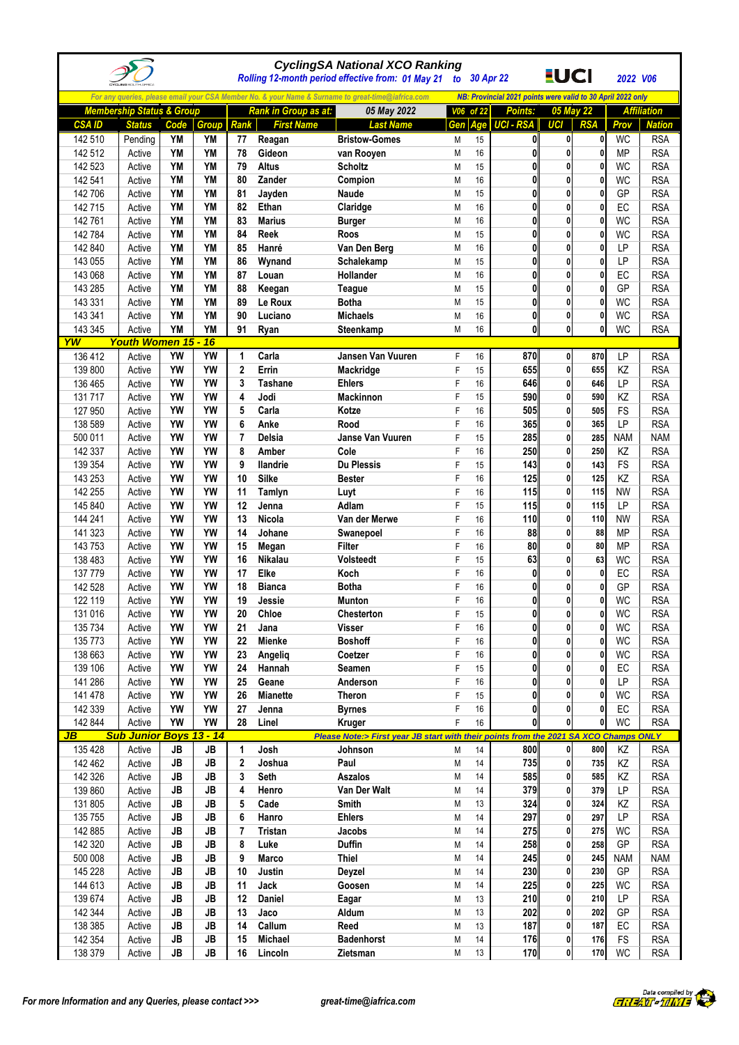# CyclingSA National XCO Ranking

*Rolling 12-month period effective from: 01 May 21 to 30 Apr 22* — **UCI** — *2022 V06*

*For any queries, please email your CSA Member No. & your Name & Surname to great-time@iafrica.com* — *NB: Provincial 2021 points were valid to 30 April 2022 only*

| Membership Status & Group | | | | Rank in Group as at: | | 05 May 2022 | V06 of 22 | | Points: | 05 May 22 | | Affiliation | |
|---|---|---|---|---|---|---|---|---|---|---|---|---|---|
| CSA ID | Status | Code | Group | Rank | First Name | Last Name | Gen | Age | UCI - RSA | UCI | RSA | Prov | Nation |
| 142 510 | Pending | YM | YM | 77 | Reagan | Bristow-Gomes | M | 15 | 0 | 0 | 0 | WC | RSA |
| 142 512 | Active | YM | YM | 78 | Gideon | van Rooyen | M | 16 | 0 | 0 | 0 | MP | RSA |
| 142 523 | Active | YM | YM | 79 | Altus | Scholtz | M | 15 | 0 | 0 | 0 | WC | RSA |
| 142 541 | Active | YM | YM | 80 | Zander | Compion | M | 16 | 0 | 0 | 0 | WC | RSA |
| 142 706 | Active | YM | YM | 81 | Jayden | Naude | M | 15 | 0 | 0 | 0 | GP | RSA |
| 142 715 | Active | YM | YM | 82 | Ethan | Claridge | M | 16 | 0 | 0 | 0 | EC | RSA |
| 142 761 | Active | YM | YM | 83 | Marius | Burger | M | 16 | 0 | 0 | 0 | WC | RSA |
| 142 784 | Active | YM | YM | 84 | Reek | Roos | M | 15 | 0 | 0 | 0 | WC | RSA |
| 142 840 | Active | YM | YM | 85 | Hanré | Van Den Berg | M | 16 | 0 | 0 | 0 | LP | RSA |
| 143 055 | Active | YM | YM | 86 | Wynand | Schalekamp | M | 15 | 0 | 0 | 0 | LP | RSA |
| 143 068 | Active | YM | YM | 87 | Louan | Hollander | M | 16 | 0 | 0 | 0 | EC | RSA |
| 143 285 | Active | YM | YM | 88 | Keegan | Teague | M | 15 | 0 | 0 | 0 | GP | RSA |
| 143 331 | Active | YM | YM | 89 | Le Roux | Botha | M | 15 | 0 | 0 | 0 | WC | RSA |
| 143 341 | Active | YM | YM | 90 | Luciano | Michaels | M | 16 | 0 | 0 | 0 | WC | RSA |
| 143 345 | Active | YM | YM | 91 | Ryan | Steenkamp | M | 16 | 0 | 0 | 0 | WC | RSA |
| **YW** | **Youth Women 15 - 16** | | | | | | | | | | | | |
| 136 412 | Active | YW | YW | 1 | Carla | Jansen Van Vuuren | F | 16 | 870 | 0 | 870 | LP | RSA |
| 139 800 | Active | YW | YW | 2 | Errin | Mackridge | F | 15 | 655 | 0 | 655 | KZ | RSA |
| 136 465 | Active | YW | YW | 3 | Tashane | Ehlers | F | 16 | 646 | 0 | 646 | LP | RSA |
| 131 717 | Active | YW | YW | 4 | Jodi | Mackinnon | F | 15 | 590 | 0 | 590 | KZ | RSA |
| 127 950 | Active | YW | YW | 5 | Carla | Kotze | F | 16 | 505 | 0 | 505 | FS | RSA |
| 138 589 | Active | YW | YW | 6 | Anke | Rood | F | 16 | 365 | 0 | 365 | LP | RSA |
| 500 011 | Active | YW | YW | 7 | Delsia | Janse Van Vuuren | F | 15 | 285 | 0 | 285 | NAM | NAM |
| 142 337 | Active | YW | YW | 8 | Amber | Cole | F | 16 | 250 | 0 | 250 | KZ | RSA |
| 139 354 | Active | YW | YW | 9 | Ilandrie | Du Plessis | F | 15 | 143 | 0 | 143 | FS | RSA |
| 143 253 | Active | YW | YW | 10 | Silke | Bester | F | 16 | 125 | 0 | 125 | KZ | RSA |
| 142 255 | Active | YW | YW | 11 | Tamlyn | Luyt | F | 16 | 115 | 0 | 115 | NW | RSA |
| 145 840 | Active | YW | YW | 12 | Jenna | Adlam | F | 15 | 115 | 0 | 115 | LP | RSA |
| 144 241 | Active | YW | YW | 13 | Nicola | Van der Merwe | F | 16 | 110 | 0 | 110 | NW | RSA |
| 141 323 | Active | YW | YW | 14 | Johane | Swanepoel | F | 16 | 88 | 0 | 88 | MP | RSA |
| 143 753 | Active | YW | YW | 15 | Megan | Filter | F | 16 | 80 | 0 | 80 | MP | RSA |
| 138 483 | Active | YW | YW | 16 | Nikalau | Volsteedt | F | 15 | 63 | 0 | 63 | WC | RSA |
| 137 779 | Active | YW | YW | 17 | Elke | Koch | F | 16 | 0 | 0 | 0 | EC | RSA |
| 142 528 | Active | YW | YW | 18 | Bianca | Botha | F | 16 | 0 | 0 | 0 | GP | RSA |
| 122 119 | Active | YW | YW | 19 | Jessie | Munton | F | 16 | 0 | 0 | 0 | WC | RSA |
| 131 016 | Active | YW | YW | 20 | Chloe | Chesterton | F | 15 | 0 | 0 | 0 | WC | RSA |
| 135 734 | Active | YW | YW | 21 | Jana | Visser | F | 16 | 0 | 0 | 0 | WC | RSA |
| 135 773 | Active | YW | YW | 22 | Mienke | Boshoff | F | 16 | 0 | 0 | 0 | WC | RSA |
| 138 663 | Active | YW | YW | 23 | Angeliq | Coetzer | F | 16 | 0 | 0 | 0 | WC | RSA |
| 139 106 | Active | YW | YW | 24 | Hannah | Sean | F | 15 | 0 | 0 | 0 | EC | RSA |
| 141 286 | Active | YW | YW | 25 | Geane | Anderson | F | 16 | 0 | 0 | 0 | LP | RSA |
| 141 478 | Active | YW | YW | 26 | Mianette | Theron | F | 15 | 0 | 0 | 0 | WC | RSA |
| 142 339 | Active | YW | YW | 27 | Jenna | Byrnes | F | 16 | 0 | 0 | 0 | EC | RSA |
| 142 844 | Active | YW | YW | 28 | Linel | Kruger | F | 16 | 0 | 0 | 0 | WC | RSA |
| **JB** | **Sub Junior Boys 13 - 14** | | | | | *Please Note:> First year JB start with their points from the 2021 SA XCO Champs ONLY* | | | | | | | |
| 135 428 | Active | JB | JB | 1 | Josh | Johnson | M | 14 | 800 | 0 | 800 | KZ | RSA |
| 142 462 | Active | JB | JB | 2 | Joshua | Paul | M | 14 | 735 | 0 | 735 | KZ | RSA |
| 142 326 | Active | JB | JB | 3 | Seth | Aszalos | M | 14 | 585 | 0 | 585 | KZ | RSA |
| 139 860 | Active | JB | JB | 4 | Henro | Van Der Walt | M | 14 | 379 | 0 | 379 | LP | RSA |
| 131 805 | Active | JB | JB | 5 | Cade | Smith | M | 13 | 324 | 0 | 324 | KZ | RSA |
| 135 755 | Active | JB | JB | 6 | Hanro | Ehlers | M | 14 | 297 | 0 | 297 | LP | RSA |
| 142 885 | Active | JB | JB | 7 | Tristan | Jacobs | M | 14 | 275 | 0 | 275 | WC | RSA |
| 142 320 | Active | JB | JB | 8 | Luke | Duffin | M | 14 | 258 | 0 | 258 | GP | RSA |
| 500 008 | Active | JB | JB | 9 | Marco | Thiel | M | 14 | 245 | 0 | 245 | NAM | NAM |
| 145 228 | Active | JB | JB | 10 | Justin | Deyzel | M | 14 | 230 | 0 | 230 | GP | RSA |
| 144 613 | Active | JB | JB | 11 | Jack | Goosen | M | 14 | 225 | 0 | 225 | WC | RSA |
| 139 674 | Active | JB | JB | 12 | Daniel | Eagar | M | 13 | 210 | 0 | 210 | LP | RSA |
| 142 344 | Active | JB | JB | 13 | Jaco | Aldum | M | 13 | 202 | 0 | 202 | GP | RSA |
| 138 385 | Active | JB | JB | 14 | Callum | Reed | M | 13 | 187 | 0 | 187 | EC | RSA |
| 142 354 | Active | JB | JB | 15 | Michael | Badenhorst | M | 14 | 176 | 0 | 176 | FS | RSA |
| 138 379 | Active | JB | JB | 16 | Lincoln | Zietsman | M | 13 | 170 | 0 | 170 | WC | RSA |

*For more Information and any Queries, please contact >>>* *great-time@iafrica.com*

Data compiled by GREAT-TIME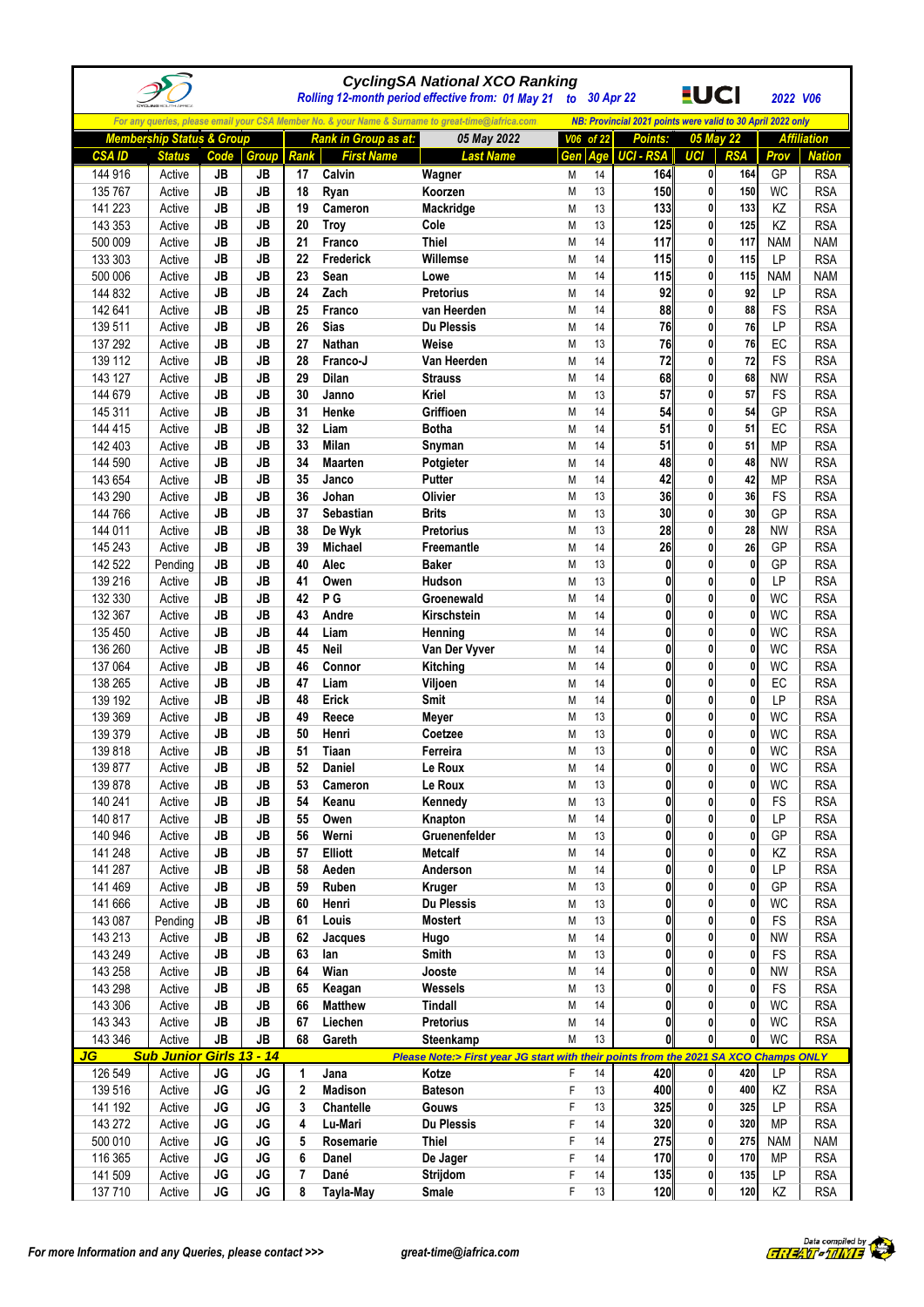# CyclingSA National XCO Ranking

*Rolling 12-month period effective from: 01 May 21 to 30 Apr 22* — **2022 V06**

*For any queries, please email your CSA Member No. & your Name & Surname to great-time@iafrica.com* — *NB: Provincial 2021 points were valid to 30 April 2022 only*

| Membership Status & Group | | | | Rank in Group as at: | | 05 May 2022 | V06 of 22 | | Points: | 05 May 22 | | Affiliation | |
|---|---|---|---|---|---|---|---|---|---|---|---|---|---|
| CSA ID | Status | Code | Group | Rank | First Name | Last Name | Gen | Age | UCI - RSA | UCI | RSA | Prov | Nation |
| 144 916 | Active | JB | JB | 17 | Calvin | Wagner | M | 14 | 164 | 0 | 164 | GP | RSA |
| 135 767 | Active | JB | JB | 18 | Ryan | Koorzen | M | 13 | 150 | 0 | 150 | WC | RSA |
| 141 223 | Active | JB | JB | 19 | Cameron | Mackridge | M | 13 | 133 | 0 | 133 | KZ | RSA |
| 143 353 | Active | JB | JB | 20 | Troy | Cole | M | 13 | 125 | 0 | 125 | KZ | RSA |
| 500 009 | Active | JB | JB | 21 | Franco | Thiel | M | 14 | 117 | 0 | 117 | NAM | NAM |
| 133 303 | Active | JB | JB | 22 | Frederick | Willemse | M | 14 | 115 | 0 | 115 | LP | RSA |
| 500 006 | Active | JB | JB | 23 | Sean | Lowe | M | 14 | 115 | 0 | 115 | NAM | NAM |
| 144 832 | Active | JB | JB | 24 | Zach | Pretorius | M | 14 | 92 | 0 | 92 | LP | RSA |
| 142 641 | Active | JB | JB | 25 | Franco | van Heerden | M | 14 | 88 | 0 | 88 | FS | RSA |
| 139 511 | Active | JB | JB | 26 | Sias | Du Plessis | M | 14 | 76 | 0 | 76 | LP | RSA |
| 137 292 | Active | JB | JB | 27 | Nathan | Weise | M | 13 | 76 | 0 | 76 | EC | RSA |
| 139 112 | Active | JB | JB | 28 | Franco-J | Van Heerden | M | 14 | 72 | 0 | 72 | FS | RSA |
| 143 127 | Active | JB | JB | 29 | Dilan | Strauss | M | 14 | 68 | 0 | 68 | NW | RSA |
| 144 679 | Active | JB | JB | 30 | Janno | Kriel | M | 13 | 57 | 0 | 57 | FS | RSA |
| 145 311 | Active | JB | JB | 31 | Henke | Griffioen | M | 14 | 54 | 0 | 54 | GP | RSA |
| 144 415 | Active | JB | JB | 32 | Liam | Botha | M | 14 | 51 | 0 | 51 | EC | RSA |
| 142 403 | Active | JB | JB | 33 | Milan | Snyman | M | 14 | 51 | 0 | 51 | MP | RSA |
| 144 590 | Active | JB | JB | 34 | Maarten | Potgieter | M | 14 | 48 | 0 | 48 | NW | RSA |
| 143 654 | Active | JB | JB | 35 | Janco | Putter | M | 14 | 42 | 0 | 42 | MP | RSA |
| 143 290 | Active | JB | JB | 36 | Johan | Olivier | M | 13 | 36 | 0 | 36 | FS | RSA |
| 144 766 | Active | JB | JB | 37 | Sebastian | Brits | M | 13 | 30 | 0 | 30 | GP | RSA |
| 144 011 | Active | JB | JB | 38 | De Wyk | Pretorius | M | 13 | 28 | 0 | 28 | NW | RSA |
| 145 243 | Active | JB | JB | 39 | Michael | Freemantle | M | 14 | 26 | 0 | 26 | GP | RSA |
| 142 522 | Pending | JB | JB | 40 | Alec | Baker | M | 13 | 0 | 0 | 0 | GP | RSA |
| 139 216 | Active | JB | JB | 41 | Owen | Hudson | M | 13 | 0 | 0 | 0 | LP | RSA |
| 132 330 | Active | JB | JB | 42 | P G | Groenewald | M | 14 | 0 | 0 | 0 | WC | RSA |
| 132 367 | Active | JB | JB | 43 | Andre | Kirschstein | M | 14 | 0 | 0 | 0 | WC | RSA |
| 135 450 | Active | JB | JB | 44 | Liam | Henning | M | 14 | 0 | 0 | 0 | WC | RSA |
| 136 260 | Active | JB | JB | 45 | Neil | Van Der Vyver | M | 14 | 0 | 0 | 0 | WC | RSA |
| 137 064 | Active | JB | JB | 46 | Connor | Kitching | M | 14 | 0 | 0 | 0 | WC | RSA |
| 138 265 | Active | JB | JB | 47 | Liam | Viljoen | M | 14 | 0 | 0 | 0 | EC | RSA |
| 139 192 | Active | JB | JB | 48 | Erick | Smit | M | 14 | 0 | 0 | 0 | LP | RSA |
| 139 369 | Active | JB | JB | 49 | Reece | Meyer | M | 13 | 0 | 0 | 0 | WC | RSA |
| 139 379 | Active | JB | JB | 50 | Henri | Coetzee | M | 13 | 0 | 0 | 0 | WC | RSA |
| 139 818 | Active | JB | JB | 51 | Tiaan | Ferreira | M | 13 | 0 | 0 | 0 | WC | RSA |
| 139 877 | Active | JB | JB | 52 | Daniel | Le Roux | M | 14 | 0 | 0 | 0 | WC | RSA |
| 139 878 | Active | JB | JB | 53 | Cameron | Le Roux | M | 13 | 0 | 0 | 0 | WC | RSA |
| 140 241 | Active | JB | JB | 54 | Keanu | Kennedy | M | 13 | 0 | 0 | 0 | FS | RSA |
| 140 817 | Active | JB | JB | 55 | Owen | Knapton | M | 14 | 0 | 0 | 0 | LP | RSA |
| 140 946 | Active | JB | JB | 56 | Werni | Gruenenfelder | M | 13 | 0 | 0 | 0 | GP | RSA |
| 141 248 | Active | JB | JB | 57 | Elliott | Metcalf | M | 14 | 0 | 0 | 0 | KZ | RSA |
| 141 287 | Active | JB | JB | 58 | Aeden | Anderson | M | 14 | 0 | 0 | 0 | LP | RSA |
| 141 469 | Active | JB | JB | 59 | Ruben | Kruger | M | 13 | 0 | 0 | 0 | GP | RSA |
| 141 666 | Active | JB | JB | 60 | Henri | Du Plessis | M | 13 | 0 | 0 | 0 | WC | RSA |
| 143 087 | Pending | JB | JB | 61 | Louis | Mostert | M | 13 | 0 | 0 | 0 | FS | RSA |
| 143 213 | Active | JB | JB | 62 | Jacques | Hugo | M | 14 | 0 | 0 | 0 | NW | RSA |
| 143 249 | Active | JB | JB | 63 | Ian | Smith | M | 13 | 0 | 0 | 0 | FS | RSA |
| 143 258 | Active | JB | JB | 64 | Wian | Jooste | M | 14 | 0 | 0 | 0 | NW | RSA |
| 143 298 | Active | JB | JB | 65 | Keagan | Wessels | M | 13 | 0 | 0 | 0 | FS | RSA |
| 143 306 | Active | JB | JB | 66 | Matthew | Tindall | M | 14 | 0 | 0 | 0 | WC | RSA |
| 143 343 | Active | JB | JB | 67 | Liechen | Pretorius | M | 14 | 0 | 0 | 0 | WC | RSA |
| 143 346 | Active | JB | JB | 68 | Gareth | Steenkamp | M | 13 | 0 | 0 | 0 | WC | RSA |
| **JG** | **Sub Junior Girls 13 - 14** | | | | | *Please Note:> First year JG start with their points from the 2021 SA XCO Champs ONLY* | | | | | | | |
| 126 549 | Active | JG | JG | 1 | Jana | Kotze | F | 14 | 420 | 0 | 420 | LP | RSA |
| 139 516 | Active | JG | JG | 2 | Madison | Bateson | F | 13 | 400 | 0 | 400 | KZ | RSA |
| 141 192 | Active | JG | JG | 3 | Chantelle | Gouws | F | 13 | 325 | 0 | 325 | LP | RSA |
| 143 272 | Active | JG | JG | 4 | Lu-Mari | Du Plessis | F | 14 | 320 | 0 | 320 | MP | RSA |
| 500 010 | Active | JG | JG | 5 | Rosemarie | Thiel | F | 14 | 275 | 0 | 275 | NAM | NAM |
| 116 365 | Active | JG | JG | 6 | Danel | De Jager | F | 14 | 170 | 0 | 170 | MP | RSA |
| 141 509 | Active | JG | JG | 7 | Dané | Strijdom | F | 14 | 135 | 0 | 135 | LP | RSA |
| 137 710 | Active | JG | JG | 8 | Tayla-May | Smale | F | 13 | 120 | 0 | 120 | KZ | RSA |

*For more Information and any Queries, please contact >>>* *great-time@iafrica.com*

Data compiled by GREAT-TIME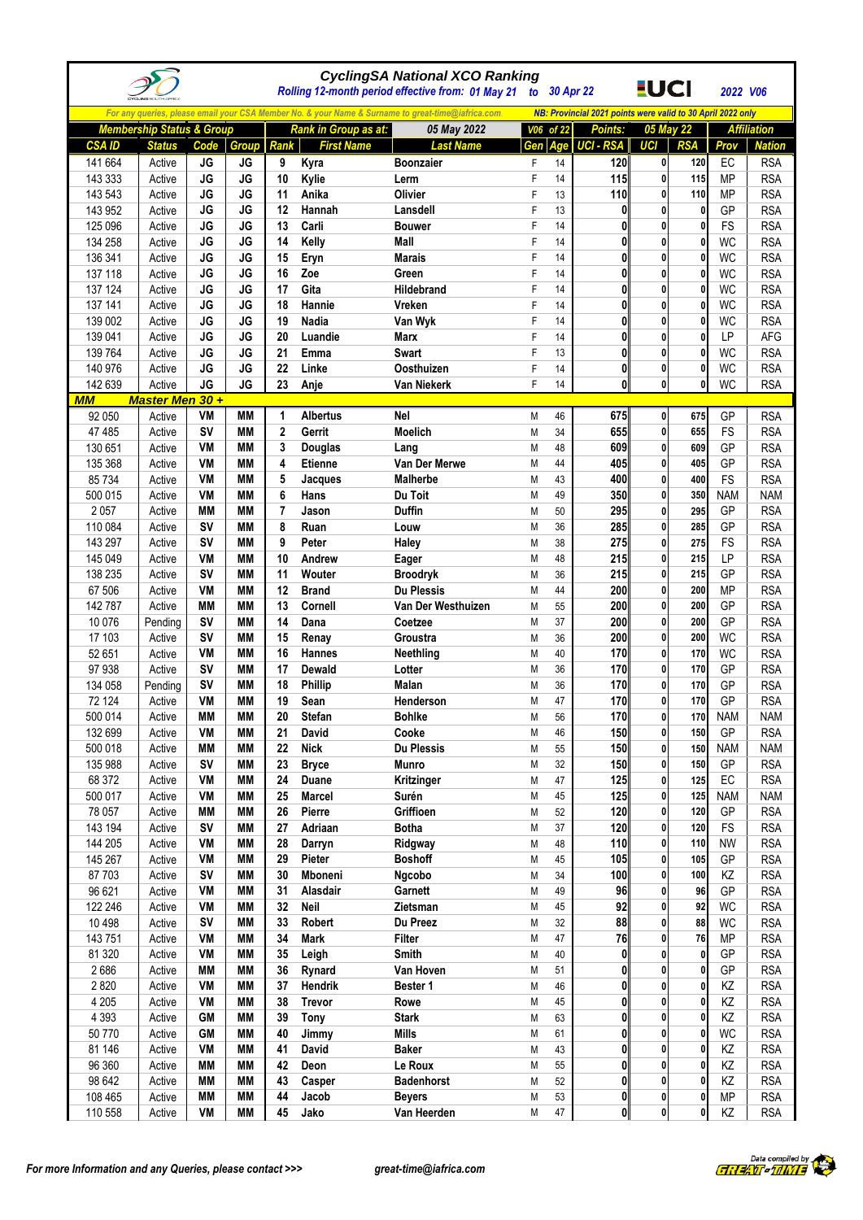# CyclingSA National XCO Ranking

*Rolling 12-month period effective from: 01 May 21 to 30 Apr 22*

**UCI** 2022 V06

*For any queries, please email your CSA Member No. & your Name & Surname to great-time@iafrica.com*

*NB: Provincial 2021 points were valid to 30 April 2022 only*

| Membership Status & Group | | | | Rank in Group as at: | | 05 May 2022 | V06 of 22 | | Points: | 05 May 22 | | Affiliation | |
|---|---|---|---|---|---|---|---|---|---|---|---|---|---|
| CSA ID | Status | Code | Group | Rank | First Name | Last Name | Gen | Age | UCI - RSA | UCI | RSA | Prov | Nation |
| 141 664 | Active | JG | JG | 9 | Kyra | Boonzaier | F | 14 | 120 | 0 | 120 | EC | RSA |
| 143 333 | Active | JG | JG | 10 | Kylie | Lerm | F | 14 | 115 | 0 | 115 | MP | RSA |
| 143 543 | Active | JG | JG | 11 | Anika | Olivier | F | 13 | 110 | 0 | 110 | MP | RSA |
| 143 952 | Active | JG | JG | 12 | Hannah | Lansdell | F | 13 | 0 | 0 | 0 | GP | RSA |
| 125 096 | Active | JG | JG | 13 | Carli | Bouwer | F | 14 | 0 | 0 | 0 | FS | RSA |
| 134 258 | Active | JG | JG | 14 | Kelly | Mall | F | 14 | 0 | 0 | 0 | WC | RSA |
| 136 341 | Active | JG | JG | 15 | Eryn | Marais | F | 14 | 0 | 0 | 0 | WC | RSA |
| 137 118 | Active | JG | JG | 16 | Zoe | Green | F | 14 | 0 | 0 | 0 | WC | RSA |
| 137 124 | Active | JG | JG | 17 | Gita | Hildebrand | F | 14 | 0 | 0 | 0 | WC | RSA |
| 137 141 | Active | JG | JG | 18 | Hannie | Vreken | F | 14 | 0 | 0 | 0 | WC | RSA |
| 139 002 | Active | JG | JG | 19 | Nadia | Van Wyk | F | 14 | 0 | 0 | 0 | WC | RSA |
| 139 041 | Active | JG | JG | 20 | Luandie | Marx | F | 14 | 0 | 0 | 0 | LP | AFG |
| 139 764 | Active | JG | JG | 21 | Emma | Swart | F | 13 | 0 | 0 | 0 | WC | RSA |
| 140 976 | Active | JG | JG | 22 | Linke | Oosthuizen | F | 14 | 0 | 0 | 0 | WC | RSA |
| 142 639 | Active | JG | JG | 23 | Anje | Van Niekerk | F | 14 | 0 | 0 | 0 | WC | RSA |
| **MM** | **Master Men 30 +** | | | | | | | | | | | | |
| 92 050 | Active | VM | MM | 1 | Albertus | Nel | M | 46 | 675 | 0 | 675 | GP | RSA |
| 47 485 | Active | SV | MM | 2 | Gerrit | Moelich | M | 34 | 655 | 0 | 655 | FS | RSA |
| 130 651 | Active | VM | MM | 3 | Douglas | Lang | M | 48 | 609 | 0 | 609 | GP | RSA |
| 135 368 | Active | VM | MM | 4 | Etienne | Van Der Merwe | M | 44 | 405 | 0 | 405 | GP | RSA |
| 85 734 | Active | VM | MM | 5 | Jacques | Malherbe | M | 43 | 400 | 0 | 400 | FS | RSA |
| 500 015 | Active | VM | MM | 6 | Hans | Du Toit | M | 49 | 350 | 0 | 350 | NAM | NAM |
| 2 057 | Active | MM | MM | 7 | Jason | Duffin | M | 50 | 295 | 0 | 295 | GP | RSA |
| 110 084 | Active | SV | MM | 8 | Ruan | Louw | M | 36 | 285 | 0 | 285 | GP | RSA |
| 143 297 | Active | SV | MM | 9 | Peter | Haley | M | 38 | 275 | 0 | 275 | FS | RSA |
| 145 049 | Active | VM | MM | 10 | Andrew | Eager | M | 48 | 215 | 0 | 215 | LP | RSA |
| 138 235 | Active | SV | MM | 11 | Wouter | Broodryk | M | 36 | 215 | 0 | 215 | GP | RSA |
| 67 506 | Active | VM | MM | 12 | Brand | Du Plessis | M | 44 | 200 | 0 | 200 | MP | RSA |
| 142 787 | Active | MM | MM | 13 | Cornell | Van Der Westhuizen | M | 55 | 200 | 0 | 200 | GP | RSA |
| 10 076 | Pending | SV | MM | 14 | Dana | Coetzee | M | 37 | 200 | 0 | 200 | GP | RSA |
| 17 103 | Active | SV | MM | 15 | Renay | Groustra | M | 36 | 200 | 0 | 200 | WC | RSA |
| 52 651 | Active | VM | MM | 16 | Hannes | Neethling | M | 40 | 170 | 0 | 170 | WC | RSA |
| 97 938 | Active | SV | MM | 17 | Dewald | Lotter | M | 36 | 170 | 0 | 170 | GP | RSA |
| 134 058 | Pending | SV | MM | 18 | Phillip | Malan | M | 36 | 170 | 0 | 170 | GP | RSA |
| 72 124 | Active | VM | MM | 19 | Sean | Henderson | M | 47 | 170 | 0 | 170 | GP | RSA |
| 500 014 | Active | MM | MM | 20 | Stefan | Bohlke | M | 56 | 170 | 0 | 170 | NAM | NAM |
| 132 699 | Active | VM | MM | 21 | David | Cooke | M | 46 | 150 | 0 | 150 | GP | RSA |
| 500 018 | Active | MM | MM | 22 | Nick | Du Plessis | M | 55 | 150 | 0 | 150 | NAM | NAM |
| 135 988 | Active | SV | MM | 23 | Bryce | Munro | M | 32 | 150 | 0 | 150 | GP | RSA |
| 68 372 | Active | VM | MM | 24 | Duane | Kritzinger | M | 47 | 125 | 0 | 125 | EC | RSA |
| 500 017 | Active | VM | MM | 25 | Marcel | Surén | M | 45 | 125 | 0 | 125 | NAM | NAM |
| 78 057 | Active | MM | MM | 26 | Pierre | Griffioen | M | 52 | 120 | 0 | 120 | GP | RSA |
| 143 194 | Active | SV | MM | 27 | Adriaan | Botha | M | 37 | 120 | 0 | 120 | FS | RSA |
| 144 205 | Active | VM | MM | 28 | Darryn | Ridgway | M | 48 | 110 | 0 | 110 | NW | RSA |
| 145 267 | Active | VM | MM | 29 | Pieter | Boshoff | M | 45 | 105 | 0 | 105 | GP | RSA |
| 87 703 | Active | SV | MM | 30 | Mboneni | Ngcobo | M | 34 | 100 | 0 | 100 | KZ | RSA |
| 96 621 | Active | VM | MM | 31 | Alasdair | Garnett | M | 49 | 96 | 0 | 96 | GP | RSA |
| 122 246 | Active | VM | MM | 32 | Neil | Zietsman | M | 45 | 92 | 0 | 92 | WC | RSA |
| 10 498 | Active | SV | MM | 33 | Robert | Du Preez | M | 32 | 88 | 0 | 88 | WC | RSA |
| 143 751 | Active | VM | MM | 34 | Mark | Filter | M | 47 | 76 | 0 | 76 | MP | RSA |
| 81 320 | Active | VM | MM | 35 | Leigh | Smith | M | 40 | 0 | 0 | 0 | GP | RSA |
| 2 686 | Active | MM | MM | 36 | Rynard | Van Hoven | M | 51 | 0 | 0 | 0 | GP | RSA |
| 2 820 | Active | VM | MM | 37 | Hendrik | Bester 1 | M | 46 | 0 | 0 | 0 | KZ | RSA |
| 4 205 | Active | VM | MM | 38 | Trevor | Rowe | M | 45 | 0 | 0 | 0 | KZ | RSA |
| 4 393 | Active | GM | MM | 39 | Tony | Stark | M | 63 | 0 | 0 | 0 | KZ | RSA |
| 50 770 | Active | GM | MM | 40 | Jimmy | Mills | M | 61 | 0 | 0 | 0 | WC | RSA |
| 81 146 | Active | VM | MM | 41 | David | Baker | M | 43 | 0 | 0 | 0 | KZ | RSA |
| 96 360 | Active | MM | MM | 42 | Deon | Le Roux | M | 55 | 0 | 0 | 0 | KZ | RSA |
| 98 642 | Active | MM | MM | 43 | Casper | Badenhorst | M | 52 | 0 | 0 | 0 | KZ | RSA |
| 108 465 | Active | MM | MM | 44 | Jacob | Beyers | M | 53 | 0 | 0 | 0 | MP | RSA |
| 110 558 | Active | VM | MM | 45 | Jako | Van Heerden | M | 47 | 0 | 0 | 0 | KZ | RSA |

*For more Information and any Queries, please contact >>>* *great-time@iafrica.com*

Data compiled by GREAT-TIME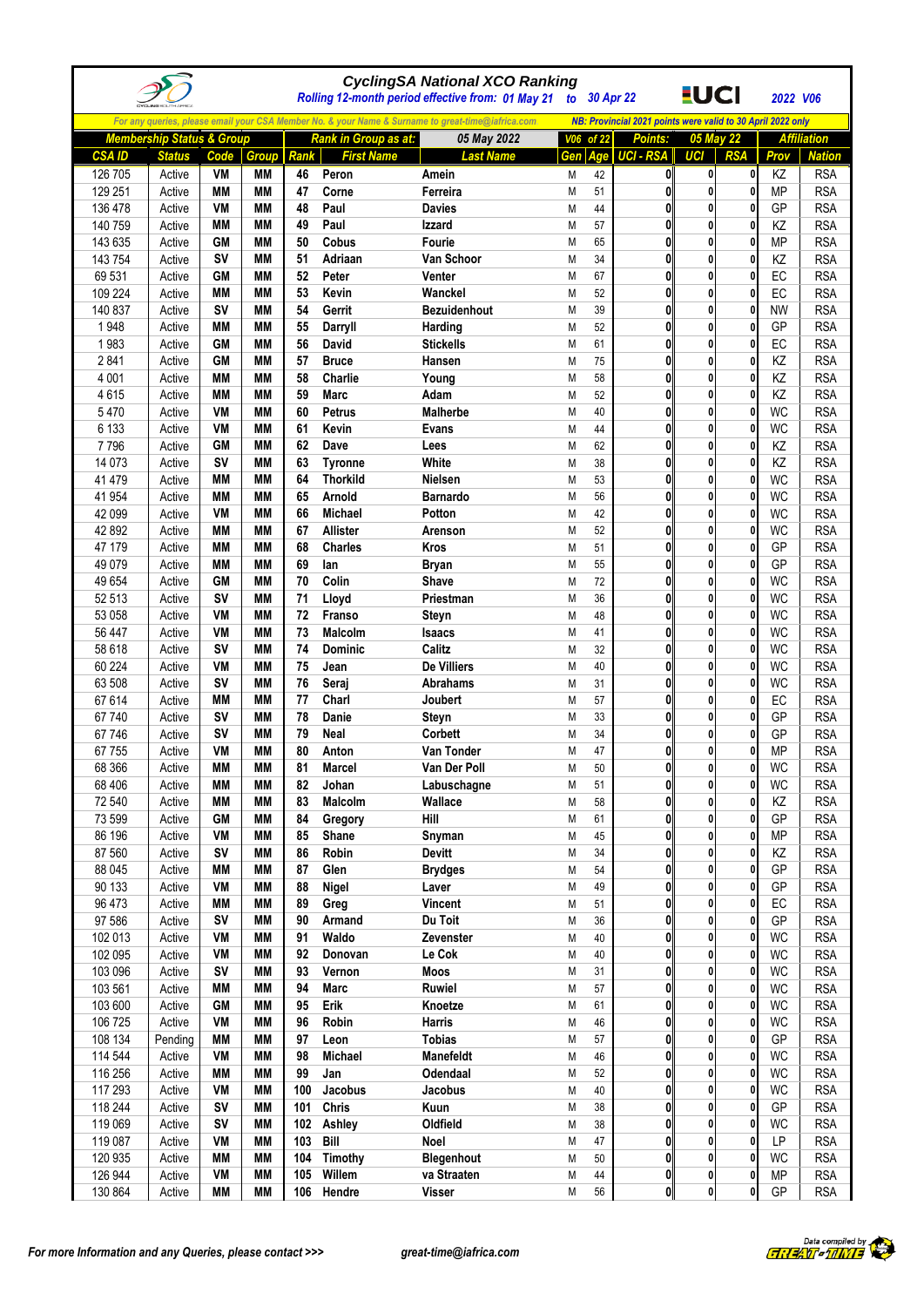# CyclingSA National XCO Ranking

*Rolling 12-month period effective from: 01 May 21 to 30 Apr 22* — 2022 V06

*For any queries, please email your CSA Member No. & your Name & Surname to great-time@iafrica.com*

*NB: Provincial 2021 points were valid to 30 April 2022 only*

| Membership Status & Group | | | | Rank in Group as at: | | 05 May 2022 | V06 of 22 | | Points: | 05 May 22 | | Affiliation | |
|---|---|---|---|---|---|---|---|---|---|---|---|---|---|
| CSA ID | Status | Code | Group | Rank | First Name | Last Name | Gen | Age | UCI - RSA | UCI | RSA | Prov | Nation |
| 126 705 | Active | VM | MM | 46 | Peron | Amein | M | 42 | 0 | 0 | 0 | KZ | RSA |
| 129 251 | Active | MM | MM | 47 | Corne | Ferreira | M | 51 | 0 | 0 | 0 | MP | RSA |
| 136 478 | Active | VM | MM | 48 | Paul | Davies | M | 44 | 0 | 0 | 0 | GP | RSA |
| 140 759 | Active | MM | MM | 49 | Paul | Izzard | M | 57 | 0 | 0 | 0 | KZ | RSA |
| 143 635 | Active | GM | MM | 50 | Cobus | Fourie | M | 65 | 0 | 0 | 0 | MP | RSA |
| 143 754 | Active | SV | MM | 51 | Adriaan | Van Schoor | M | 34 | 0 | 0 | 0 | KZ | RSA |
| 69 531 | Active | GM | MM | 52 | Peter | Venter | M | 67 | 0 | 0 | 0 | EC | RSA |
| 109 224 | Active | MM | MM | 53 | Kevin | Wanckel | M | 52 | 0 | 0 | 0 | EC | RSA |
| 140 837 | Active | SV | MM | 54 | Gerrit | Bezuidenhout | M | 39 | 0 | 0 | 0 | NW | RSA |
| 1 948 | Active | MM | MM | 55 | Darryll | Harding | M | 52 | 0 | 0 | 0 | GP | RSA |
| 1 983 | Active | GM | MM | 56 | David | Stickells | M | 61 | 0 | 0 | 0 | EC | RSA |
| 2 841 | Active | GM | MM | 57 | Bruce | Hansen | M | 75 | 0 | 0 | 0 | KZ | RSA |
| 4 001 | Active | MM | MM | 58 | Charlie | Young | M | 58 | 0 | 0 | 0 | KZ | RSA |
| 4 615 | Active | MM | MM | 59 | Marc | Adam | M | 52 | 0 | 0 | 0 | KZ | RSA |
| 5 470 | Active | VM | MM | 60 | Petrus | Malherbe | M | 40 | 0 | 0 | 0 | WC | RSA |
| 6 133 | Active | VM | MM | 61 | Kevin | Evans | M | 44 | 0 | 0 | 0 | WC | RSA |
| 7 796 | Active | GM | MM | 62 | Dave | Lees | M | 62 | 0 | 0 | 0 | KZ | RSA |
| 14 073 | Active | SV | MM | 63 | Tyronne | White | M | 38 | 0 | 0 | 0 | KZ | RSA |
| 41 479 | Active | MM | MM | 64 | Thorkild | Nielsen | M | 53 | 0 | 0 | 0 | WC | RSA |
| 41 954 | Active | MM | MM | 65 | Arnold | Barnardo | M | 56 | 0 | 0 | 0 | WC | RSA |
| 42 099 | Active | VM | MM | 66 | Michael | Potton | M | 42 | 0 | 0 | 0 | WC | RSA |
| 42 892 | Active | MM | MM | 67 | Allister | Arenson | M | 52 | 0 | 0 | 0 | WC | RSA |
| 47 179 | Active | MM | MM | 68 | Charles | Kros | M | 51 | 0 | 0 | 0 | GP | RSA |
| 49 079 | Active | MM | MM | 69 | Ian | Bryan | M | 55 | 0 | 0 | 0 | GP | RSA |
| 49 654 | Active | GM | MM | 70 | Colin | Shave | M | 72 | 0 | 0 | 0 | WC | RSA |
| 52 513 | Active | SV | MM | 71 | Lloyd | Priestman | M | 36 | 0 | 0 | 0 | WC | RSA |
| 53 058 | Active | VM | MM | 72 | Franso | Steyn | M | 48 | 0 | 0 | 0 | WC | RSA |
| 56 447 | Active | VM | MM | 73 | Malcolm | Isaacs | M | 41 | 0 | 0 | 0 | WC | RSA |
| 58 618 | Active | SV | MM | 74 | Dominic | Calitz | M | 32 | 0 | 0 | 0 | WC | RSA |
| 60 224 | Active | VM | MM | 75 | Jean | De Villiers | M | 40 | 0 | 0 | 0 | WC | RSA |
| 63 508 | Active | SV | MM | 76 | Seraj | Abrahams | M | 31 | 0 | 0 | 0 | WC | RSA |
| 67 614 | Active | MM | MM | 77 | Charl | Joubert | M | 57 | 0 | 0 | 0 | EC | RSA |
| 67 740 | Active | SV | MM | 78 | Danie | Steyn | M | 33 | 0 | 0 | 0 | GP | RSA |
| 67 746 | Active | SV | MM | 79 | Neal | Corbett | M | 34 | 0 | 0 | 0 | GP | RSA |
| 67 755 | Active | VM | MM | 80 | Anton | Van Tonder | M | 47 | 0 | 0 | 0 | MP | RSA |
| 68 366 | Active | MM | MM | 81 | Marcel | Van Der Poll | M | 50 | 0 | 0 | 0 | WC | RSA |
| 68 406 | Active | MM | MM | 82 | Johan | Labuschagne | M | 51 | 0 | 0 | 0 | WC | RSA |
| 72 540 | Active | MM | MM | 83 | Malcolm | Wallace | M | 58 | 0 | 0 | 0 | KZ | RSA |
| 73 599 | Active | GM | MM | 84 | Gregory | Hill | M | 61 | 0 | 0 | 0 | GP | RSA |
| 86 196 | Active | VM | MM | 85 | Shane | Snyman | M | 45 | 0 | 0 | 0 | MP | RSA |
| 87 560 | Active | SV | MM | 86 | Robin | Devitt | M | 34 | 0 | 0 | 0 | KZ | RSA |
| 88 045 | Active | MM | MM | 87 | Glen | Brydges | M | 54 | 0 | 0 | 0 | GP | RSA |
| 90 133 | Active | VM | MM | 88 | Nigel | Laver | M | 49 | 0 | 0 | 0 | GP | RSA |
| 96 473 | Active | MM | MM | 89 | Greg | Vincent | M | 51 | 0 | 0 | 0 | EC | RSA |
| 97 586 | Active | SV | MM | 90 | Armand | Du Toit | M | 36 | 0 | 0 | 0 | GP | RSA |
| 102 013 | Active | VM | MM | 91 | Waldo | Zevenster | M | 40 | 0 | 0 | 0 | WC | RSA |
| 102 095 | Active | VM | MM | 92 | Donovan | Le Cok | M | 40 | 0 | 0 | 0 | WC | RSA |
| 103 096 | Active | SV | MM | 93 | Vernon | Moos | M | 31 | 0 | 0 | 0 | WC | RSA |
| 103 561 | Active | MM | MM | 94 | Marc | Ruwiel | M | 57 | 0 | 0 | 0 | WC | RSA |
| 103 600 | Active | GM | MM | 95 | Erik | Knoetze | M | 61 | 0 | 0 | 0 | WC | RSA |
| 106 725 | Active | VM | MM | 96 | Robin | Harris | M | 46 | 0 | 0 | 0 | WC | RSA |
| 108 134 | Pending | MM | MM | 97 | Leon | Tobias | M | 57 | 0 | 0 | 0 | GP | RSA |
| 114 544 | Active | VM | MM | 98 | Michael | Manefeldt | M | 46 | 0 | 0 | 0 | WC | RSA |
| 116 256 | Active | MM | MM | 99 | Jan | Odendaal | M | 52 | 0 | 0 | 0 | WC | RSA |
| 117 293 | Active | VM | MM | 100 | Jacobus | Jacobus | M | 40 | 0 | 0 | 0 | WC | RSA |
| 118 244 | Active | SV | MM | 101 | Chris | Kuun | M | 38 | 0 | 0 | 0 | GP | RSA |
| 119 069 | Active | SV | MM | 102 | Ashley | Oldfield | M | 38 | 0 | 0 | 0 | WC | RSA |
| 119 087 | Active | VM | MM | 103 | Bill | Noel | M | 47 | 0 | 0 | 0 | LP | RSA |
| 120 935 | Active | MM | MM | 104 | Timothy | Blegenhout | M | 50 | 0 | 0 | 0 | WC | RSA |
| 126 944 | Active | VM | MM | 105 | Willem | va Straaten | M | 44 | 0 | 0 | 0 | MP | RSA |
| 130 864 | Active | MM | MM | 106 | Hendre | Visser | M | 56 | 0 | 0 | 0 | GP | RSA |

*For more Information and any Queries, please contact >>>* *great-time@iafrica.com*

Data compiled by GREAT-TIME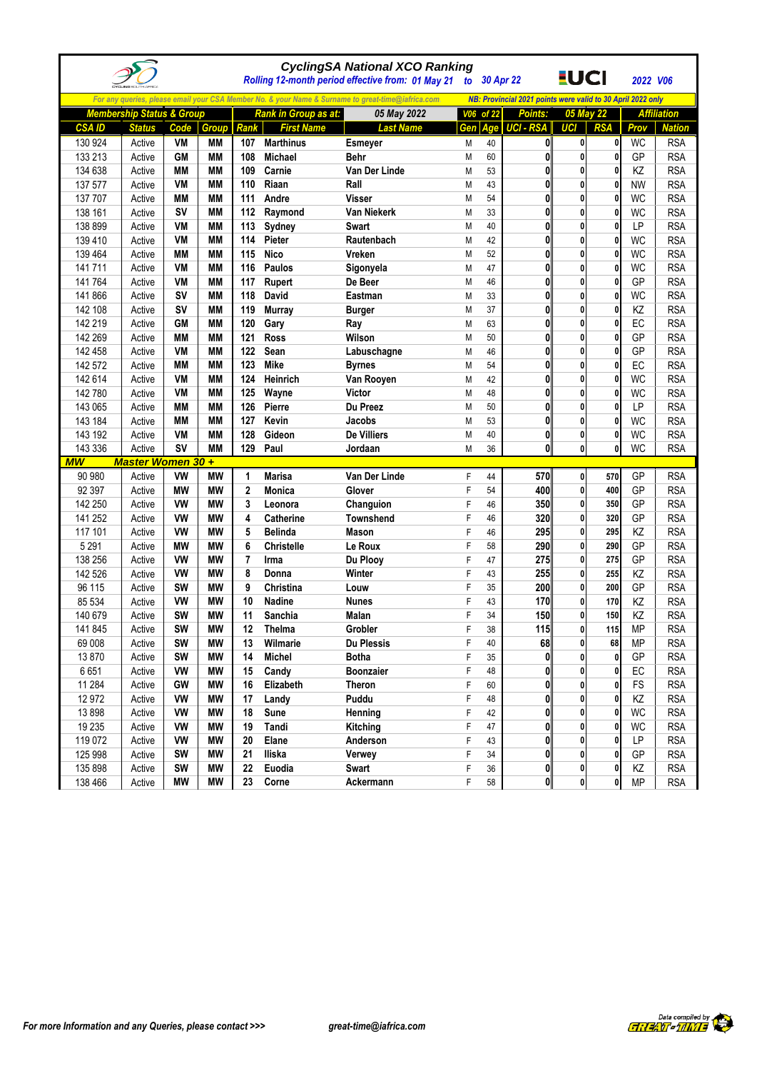# CyclingSA National XCO Ranking

*Rolling 12-month period effective from: 01 May 21 to 30 Apr 22* — 2022 V06

*For any queries, please email your CSA Member No. & your Name & Surname to great-time@iafrica.com* — *NB: Provincial 2021 points were valid to 30 April 2022 only*

| Membership Status & Group | | | | Rank in Group as at: | | 05 May 2022 | V06 of 22 | | Points: | 05 May 22 | | Affiliation | |
|---|---|---|---|---|---|---|---|---|---|---|---|---|---|
| CSA ID | Status | Code | Group | Rank | First Name | Last Name | Gen | Age | UCI - RSA | UCI | RSA | Prov | Nation |
| 130 924 | Active | VM | MM | 107 | Marthinus | Esmeyer | M | 40 | 0 | 0 | 0 | WC | RSA |
| 133 213 | Active | GM | MM | 108 | Michael | Behr | M | 60 | 0 | 0 | 0 | GP | RSA |
| 134 638 | Active | MM | MM | 109 | Carnie | Van Der Linde | M | 53 | 0 | 0 | 0 | KZ | RSA |
| 137 577 | Active | VM | MM | 110 | Riaan | Rall | M | 43 | 0 | 0 | 0 | NW | RSA |
| 137 707 | Active | MM | MM | 111 | Andre | Visser | M | 54 | 0 | 0 | 0 | WC | RSA |
| 138 161 | Active | SV | MM | 112 | Raymond | Van Niekerk | M | 33 | 0 | 0 | 0 | WC | RSA |
| 138 899 | Active | VM | MM | 113 | Sydney | Swart | M | 40 | 0 | 0 | 0 | LP | RSA |
| 139 410 | Active | VM | MM | 114 | Pieter | Rautenbach | M | 42 | 0 | 0 | 0 | WC | RSA |
| 139 464 | Active | MM | MM | 115 | Nico | Vreken | M | 52 | 0 | 0 | 0 | WC | RSA |
| 141 711 | Active | VM | MM | 116 | Paulos | Sigonyela | M | 47 | 0 | 0 | 0 | WC | RSA |
| 141 764 | Active | VM | MM | 117 | Rupert | De Beer | M | 46 | 0 | 0 | 0 | GP | RSA |
| 141 866 | Active | SV | MM | 118 | David | Eastman | M | 33 | 0 | 0 | 0 | WC | RSA |
| 142 108 | Active | SV | MM | 119 | Murray | Burger | M | 37 | 0 | 0 | 0 | KZ | RSA |
| 142 219 | Active | GM | MM | 120 | Gary | Ray | M | 63 | 0 | 0 | 0 | EC | RSA |
| 142 269 | Active | MM | MM | 121 | Ross | Wilson | M | 50 | 0 | 0 | 0 | GP | RSA |
| 142 458 | Active | VM | MM | 122 | Sean | Labuschagne | M | 46 | 0 | 0 | 0 | GP | RSA |
| 142 572 | Active | MM | MM | 123 | Mike | Byrnes | M | 54 | 0 | 0 | 0 | EC | RSA |
| 142 614 | Active | VM | MM | 124 | Heinrich | Van Rooyen | M | 42 | 0 | 0 | 0 | WC | RSA |
| 142 780 | Active | VM | MM | 125 | Wayne | Victor | M | 48 | 0 | 0 | 0 | WC | RSA |
| 143 065 | Active | MM | MM | 126 | Pierre | Du Preez | M | 50 | 0 | 0 | 0 | LP | RSA |
| 143 184 | Active | MM | MM | 127 | Kevin | Jacobs | M | 53 | 0 | 0 | 0 | WC | RSA |
| 143 192 | Active | VM | MM | 128 | Gideon | De Villiers | M | 40 | 0 | 0 | 0 | WC | RSA |
| 143 336 | Active | SV | MM | 129 | Paul | Jordaan | M | 36 | 0 | 0 | 0 | WC | RSA |
| **MW** | **Master Women 30 +** | | | | | | | | | | | | |
| 90 980 | Active | VW | MW | 1 | Marisa | Van Der Linde | F | 44 | 570 | 0 | 570 | GP | RSA |
| 92 397 | Active | MW | MW | 2 | Monica | Glover | F | 54 | 400 | 0 | 400 | GP | RSA |
| 142 250 | Active | VW | MW | 3 | Leonora | Changuion | F | 46 | 350 | 0 | 350 | GP | RSA |
| 141 252 | Active | VW | MW | 4 | Catherine | Townshend | F | 46 | 320 | 0 | 320 | GP | RSA |
| 117 101 | Active | VW | MW | 5 | Belinda | Mason | F | 46 | 295 | 0 | 295 | KZ | RSA |
| 5 291 | Active | MW | MW | 6 | Christelle | Le Roux | F | 58 | 290 | 0 | 290 | GP | RSA |
| 138 256 | Active | VW | MW | 7 | Irma | Du Plooy | F | 47 | 275 | 0 | 275 | GP | RSA |
| 142 526 | Active | VW | MW | 8 | Donna | Winter | F | 43 | 255 | 0 | 255 | KZ | RSA |
| 96 115 | Active | SW | MW | 9 | Christina | Louw | F | 35 | 200 | 0 | 200 | GP | RSA |
| 85 534 | Active | VW | MW | 10 | Nadine | Nunes | F | 43 | 170 | 0 | 170 | KZ | RSA |
| 140 679 | Active | SW | MW | 11 | Sanchia | Malan | F | 34 | 150 | 0 | 150 | KZ | RSA |
| 141 845 | Active | SW | MW | 12 | Thelma | Grobler | F | 38 | 115 | 0 | 115 | MP | RSA |
| 69 008 | Active | SW | MW | 13 | Wilmarie | Du Plessis | F | 40 | 68 | 0 | 68 | MP | RSA |
| 13 870 | Active | SW | MW | 14 | Michel | Botha | F | 35 | 0 | 0 | 0 | GP | RSA |
| 6 651 | Active | VW | MW | 15 | Candy | Boonzaier | F | 48 | 0 | 0 | 0 | EC | RSA |
| 11 284 | Active | GW | MW | 16 | Elizabeth | Theron | F | 60 | 0 | 0 | 0 | FS | RSA |
| 12 972 | Active | VW | MW | 17 | Landy | Puddu | F | 48 | 0 | 0 | 0 | KZ | RSA |
| 13 898 | Active | VW | MW | 18 | Sune | Henning | F | 42 | 0 | 0 | 0 | WC | RSA |
| 19 235 | Active | VW | MW | 19 | Tandi | Kitching | F | 47 | 0 | 0 | 0 | WC | RSA |
| 119 072 | Active | VW | MW | 20 | Elane | Anderson | F | 43 | 0 | 0 | 0 | LP | RSA |
| 125 998 | Active | SW | MW | 21 | Iliska | Verwey | F | 34 | 0 | 0 | 0 | GP | RSA |
| 135 898 | Active | SW | MW | 22 | Euodia | Swart | F | 36 | 0 | 0 | 0 | KZ | RSA |
| 138 466 | Active | MW | MW | 23 | Corne | Ackermann | F | 58 | 0 | 0 | 0 | MP | RSA |

*For more Information and any Queries, please contact >>>* *great-time@iafrica.com*

Data compiled by GREAT-TIME